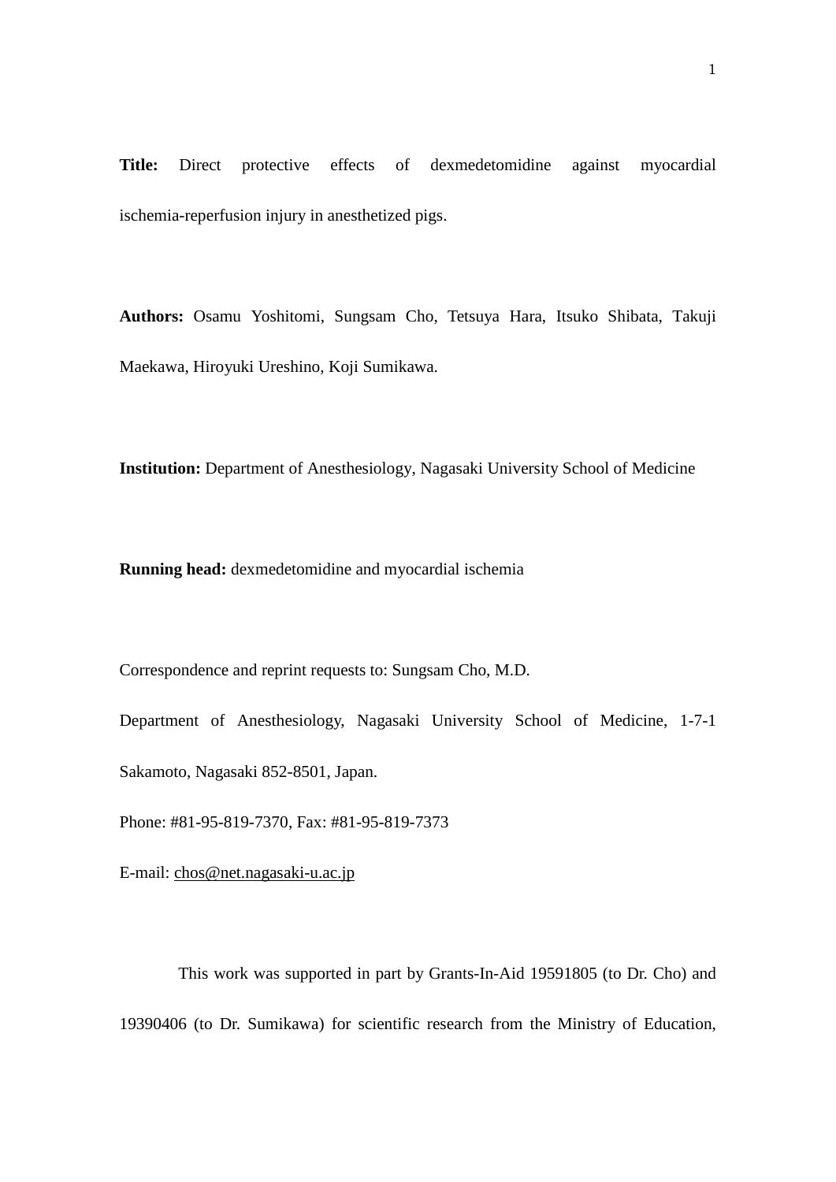**Title:** Direct protective effects of dexmedetomidine against myocardial ischemia-reperfusion injury in anesthetized pigs.

**Authors:** Osamu Yoshitomi, Sungsam Cho, Tetsuya Hara, Itsuko Shibata, Takuji Maekawa, Hiroyuki Ureshino, Koji Sumikawa.

**Institution:** Department of Anesthesiology, Nagasaki University School of Medicine

**Running head:** dexmedetomidine and myocardial ischemia

Correspondence and reprint requests to: Sungsam Cho, M.D.

Department of Anesthesiology, Nagasaki University School of Medicine, 1-7-1 Sakamoto, Nagasaki 852-8501, Japan.

Phone: #81-95-819-7370, Fax: #81-95-819-7373

E-mail: chos@net.nagasaki-u.ac.jp

This work was supported in part by Grants-In-Aid 19591805 (to Dr. Cho) and 19390406 (to Dr. Sumikawa) for scientific research from the Ministry of Education,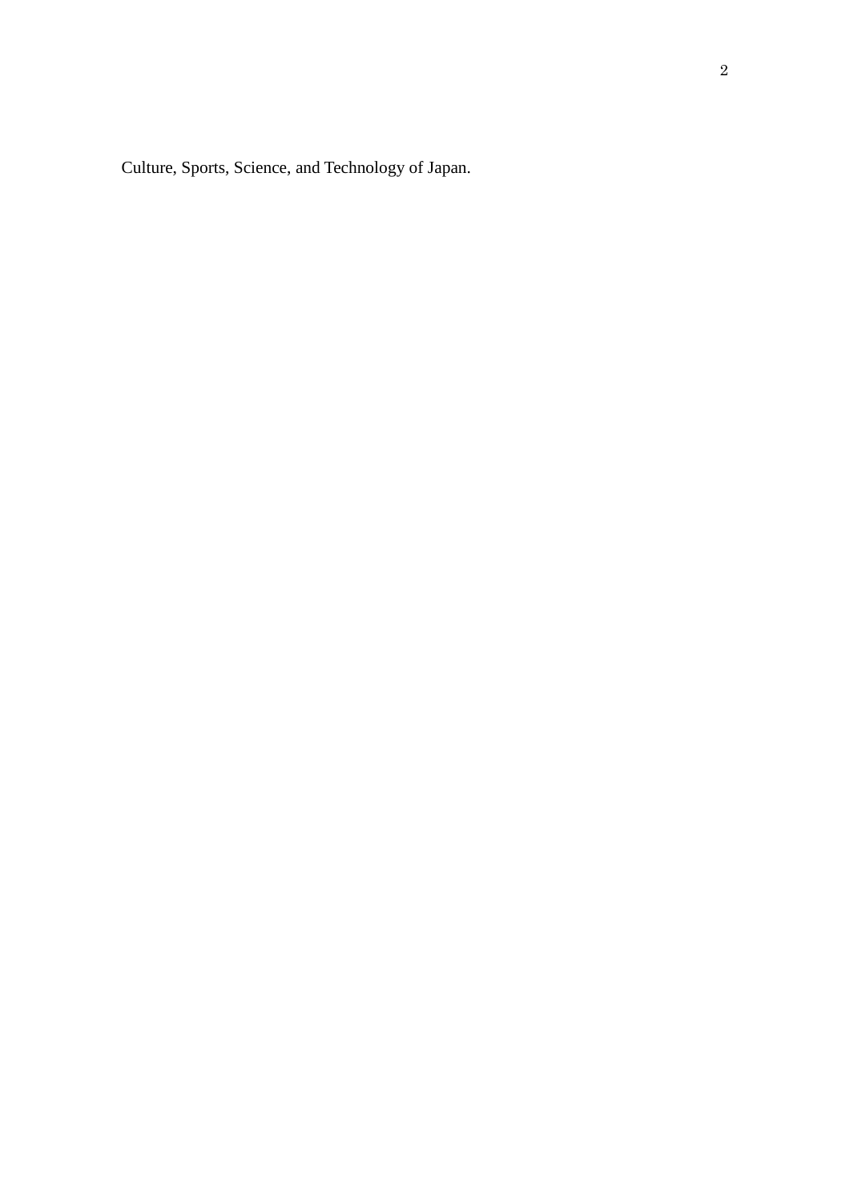Culture, Sports, Science, and Technology of Japan.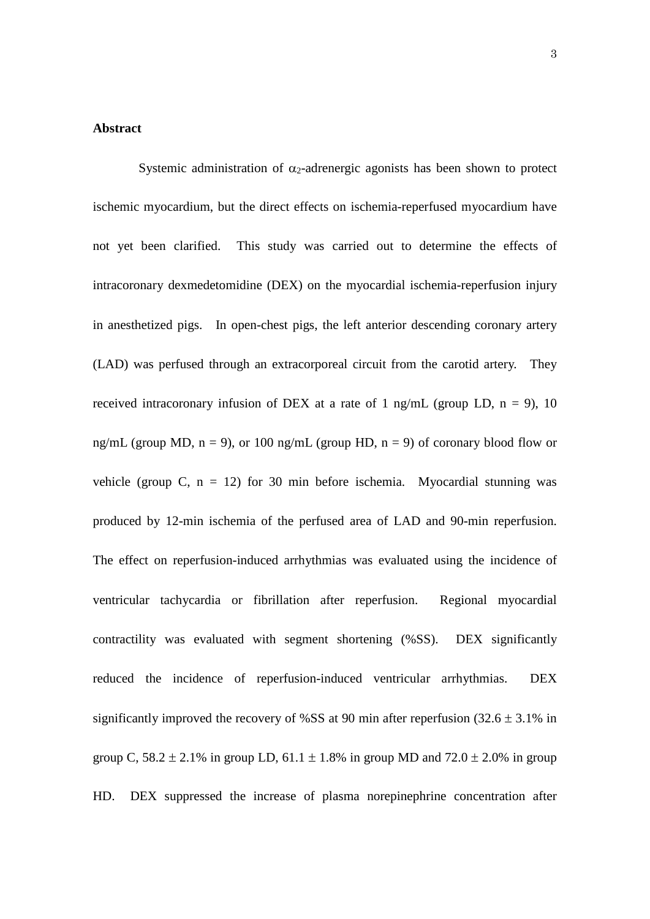**Abstract**

Systemic administration of $\alpha_2$-adrenergic agonists has been shown to protect ischemic myocardium, but the direct effects on ischemia-reperfused myocardium have not yet been clarified. This study was carried out to determine the effects of intracoronary dexmedetomidine (DEX) on the myocardial ischemia-reperfusion injury in anesthetized pigs. In open-chest pigs, the left anterior descending coronary artery (LAD) was perfused through an extracorporeal circuit from the carotid artery. They received intracoronary infusion of DEX at a rate of 1 ng/mL (group LD, n = 9), 10 ng/mL (group MD, n = 9), or 100 ng/mL (group HD, n = 9) of coronary blood flow or vehicle (group C, n = 12) for 30 min before ischemia. Myocardial stunning was produced by 12-min ischemia of the perfused area of LAD and 90-min reperfusion. The effect on reperfusion-induced arrhythmias was evaluated using the incidence of ventricular tachycardia or fibrillation after reperfusion. Regional myocardial contractility was evaluated with segment shortening (%SS). DEX significantly reduced the incidence of reperfusion-induced ventricular arrhythmias. DEX significantly improved the recovery of %SS at 90 min after reperfusion ($32.6 \pm 3.1\%$ in group C, $58.2 \pm 2.1\%$ in group LD, $61.1 \pm 1.8\%$ in group MD and $72.0 \pm 2.0\%$ in group HD. DEX suppressed the increase of plasma norepinephrine concentration after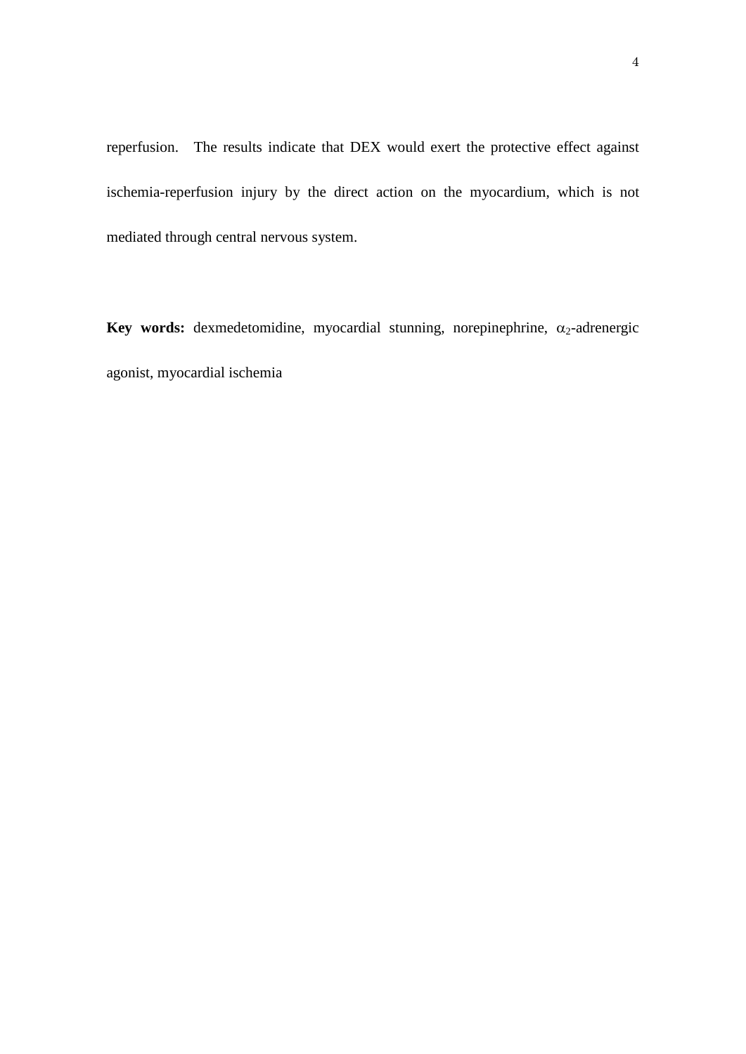reperfusion. The results indicate that DEX would exert the protective effect against ischemia-reperfusion injury by the direct action on the myocardium, which is not mediated through central nervous system.

**Key words:** dexmedetomidine, myocardial stunning, norepinephrine, $\alpha_2$-adrenergic agonist, myocardial ischemia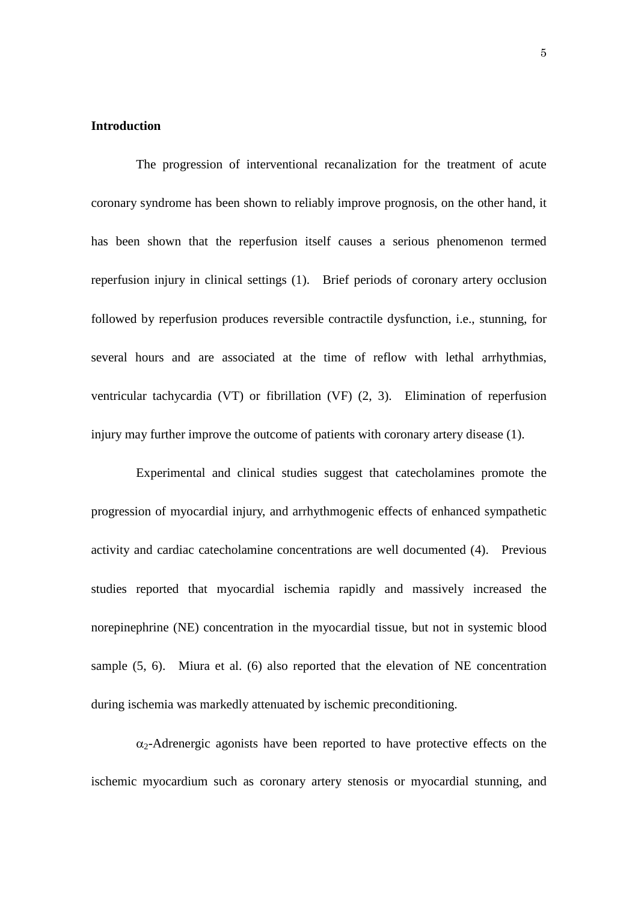**Introduction**

The progression of interventional recanalization for the treatment of acute coronary syndrome has been shown to reliably improve prognosis, on the other hand, it has been shown that the reperfusion itself causes a serious phenomenon termed reperfusion injury in clinical settings (1). Brief periods of coronary artery occlusion followed by reperfusion produces reversible contractile dysfunction, i.e., stunning, for several hours and are associated at the time of reflow with lethal arrhythmias, ventricular tachycardia (VT) or fibrillation (VF) (2, 3). Elimination of reperfusion injury may further improve the outcome of patients with coronary artery disease (1).

Experimental and clinical studies suggest that catecholamines promote the progression of myocardial injury, and arrhythmogenic effects of enhanced sympathetic activity and cardiac catecholamine concentrations are well documented (4). Previous studies reported that myocardial ischemia rapidly and massively increased the norepinephrine (NE) concentration in the myocardial tissue, but not in systemic blood sample (5, 6). Miura et al. (6) also reported that the elevation of NE concentration during ischemia was markedly attenuated by ischemic preconditioning.

$\alpha_2$-Adrenergic agonists have been reported to have protective effects on the ischemic myocardium such as coronary artery stenosis or myocardial stunning, and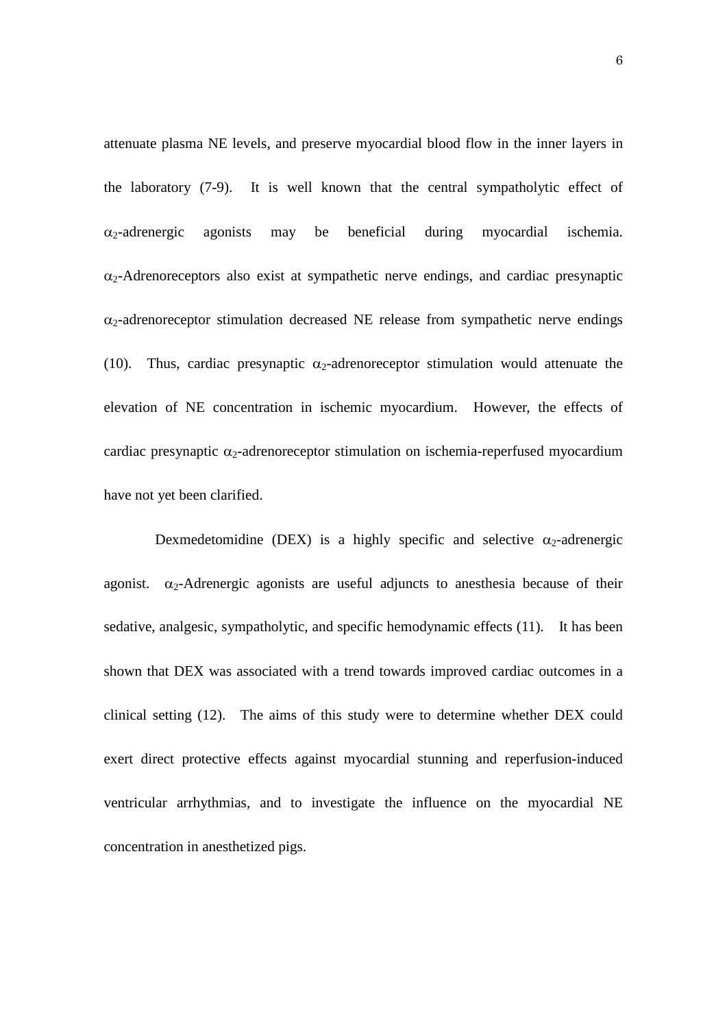attenuate plasma NE levels, and preserve myocardial blood flow in the inner layers in the laboratory (7-9). It is well known that the central sympatholytic effect of $\alpha_2$-adrenergic agonists may be beneficial during myocardial ischemia. $\alpha_2$-Adrenoreceptors also exist at sympathetic nerve endings, and cardiac presynaptic $\alpha_2$-adrenoreceptor stimulation decreased NE release from sympathetic nerve endings (10). Thus, cardiac presynaptic $\alpha_2$-adrenoreceptor stimulation would attenuate the elevation of NE concentration in ischemic myocardium. However, the effects of cardiac presynaptic $\alpha_2$-adrenoreceptor stimulation on ischemia-reperfused myocardium have not yet been clarified.

Dexmedetomidine (DEX) is a highly specific and selective $\alpha_2$-adrenergic agonist. $\alpha_2$-Adrenergic agonists are useful adjuncts to anesthesia because of their sedative, analgesic, sympatholytic, and specific hemodynamic effects (11). It has been shown that DEX was associated with a trend towards improved cardiac outcomes in a clinical setting (12). The aims of this study were to determine whether DEX could exert direct protective effects against myocardial stunning and reperfusion-induced ventricular arrhythmias, and to investigate the influence on the myocardial NE concentration in anesthetized pigs.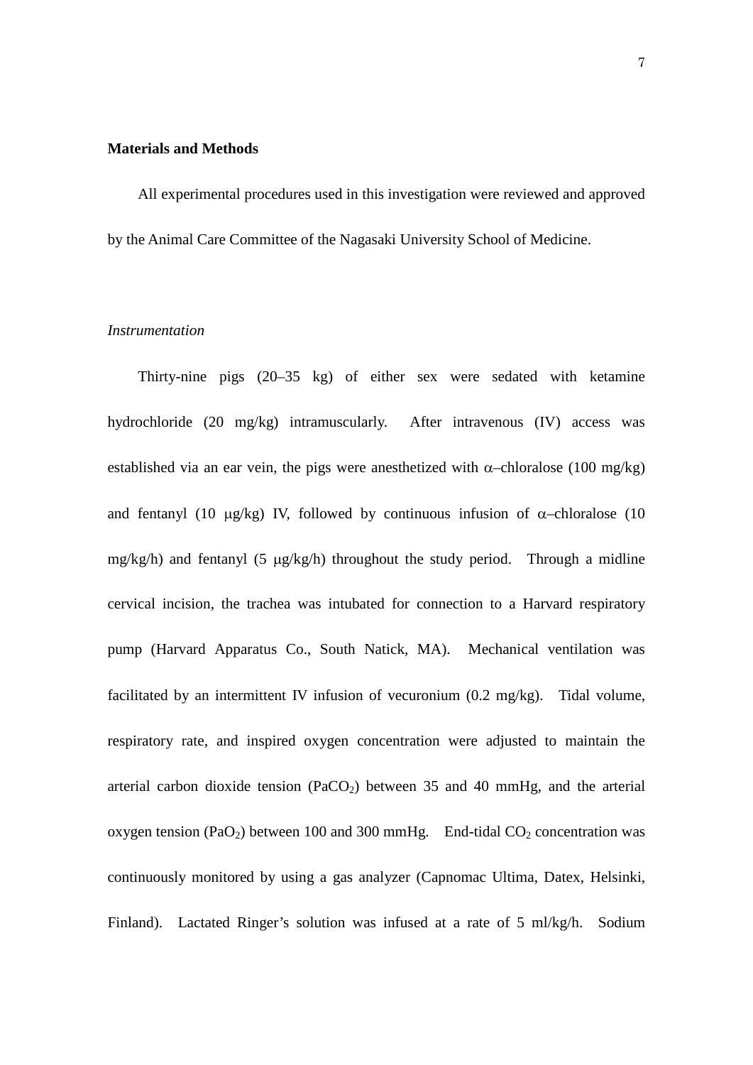**Materials and Methods**

All experimental procedures used in this investigation were reviewed and approved by the Animal Care Committee of the Nagasaki University School of Medicine.

*Instrumentation*

Thirty-nine pigs (20–35 kg) of either sex were sedated with ketamine hydrochloride (20 mg/kg) intramuscularly. After intravenous (IV) access was established via an ear vein, the pigs were anesthetized with α–chloralose (100 mg/kg) and fentanyl (10 μg/kg) IV, followed by continuous infusion of α–chloralose (10 mg/kg/h) and fentanyl (5 μg/kg/h) throughout the study period. Through a midline cervical incision, the trachea was intubated for connection to a Harvard respiratory pump (Harvard Apparatus Co., South Natick, MA). Mechanical ventilation was facilitated by an intermittent IV infusion of vecuronium (0.2 mg/kg). Tidal volume, respiratory rate, and inspired oxygen concentration were adjusted to maintain the arterial carbon dioxide tension ($PaCO_2$) between 35 and 40 mmHg, and the arterial oxygen tension ($PaO_2$) between 100 and 300 mmHg. End-tidal $CO_2$ concentration was continuously monitored by using a gas analyzer (Capnomac Ultima, Datex, Helsinki, Finland). Lactated Ringer's solution was infused at a rate of 5 ml/kg/h. Sodium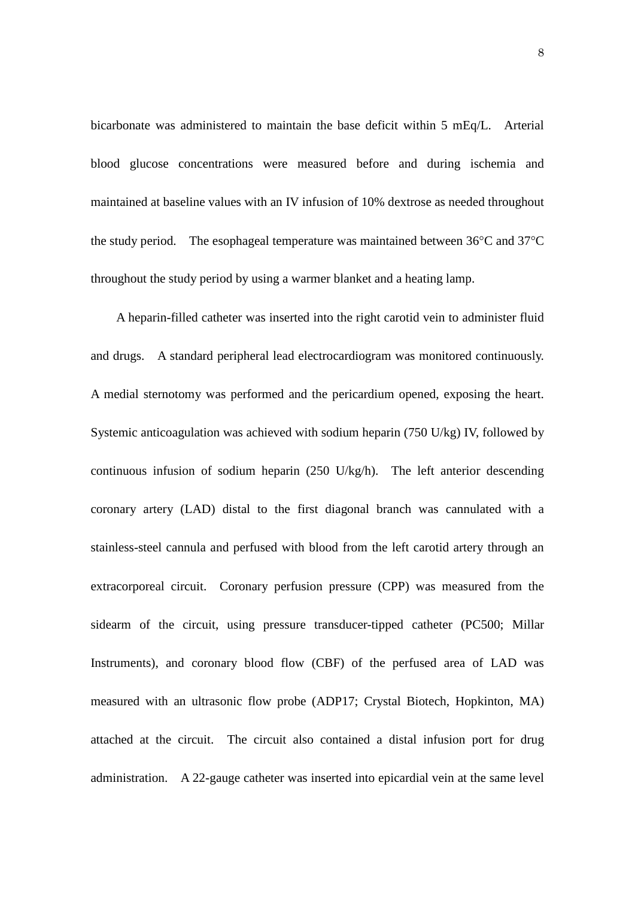bicarbonate was administered to maintain the base deficit within 5 mEq/L. Arterial blood glucose concentrations were measured before and during ischemia and maintained at baseline values with an IV infusion of 10% dextrose as needed throughout the study period. The esophageal temperature was maintained between 36°C and 37°C throughout the study period by using a warmer blanket and a heating lamp.

A heparin-filled catheter was inserted into the right carotid vein to administer fluid and drugs. A standard peripheral lead electrocardiogram was monitored continuously. A medial sternotomy was performed and the pericardium opened, exposing the heart. Systemic anticoagulation was achieved with sodium heparin (750 U/kg) IV, followed by continuous infusion of sodium heparin (250 U/kg/h). The left anterior descending coronary artery (LAD) distal to the first diagonal branch was cannulated with a stainless-steel cannula and perfused with blood from the left carotid artery through an extracorporeal circuit. Coronary perfusion pressure (CPP) was measured from the sidearm of the circuit, using pressure transducer-tipped catheter (PC500; Millar Instruments), and coronary blood flow (CBF) of the perfused area of LAD was measured with an ultrasonic flow probe (ADP17; Crystal Biotech, Hopkinton, MA) attached at the circuit. The circuit also contained a distal infusion port for drug administration. A 22-gauge catheter was inserted into epicardial vein at the same level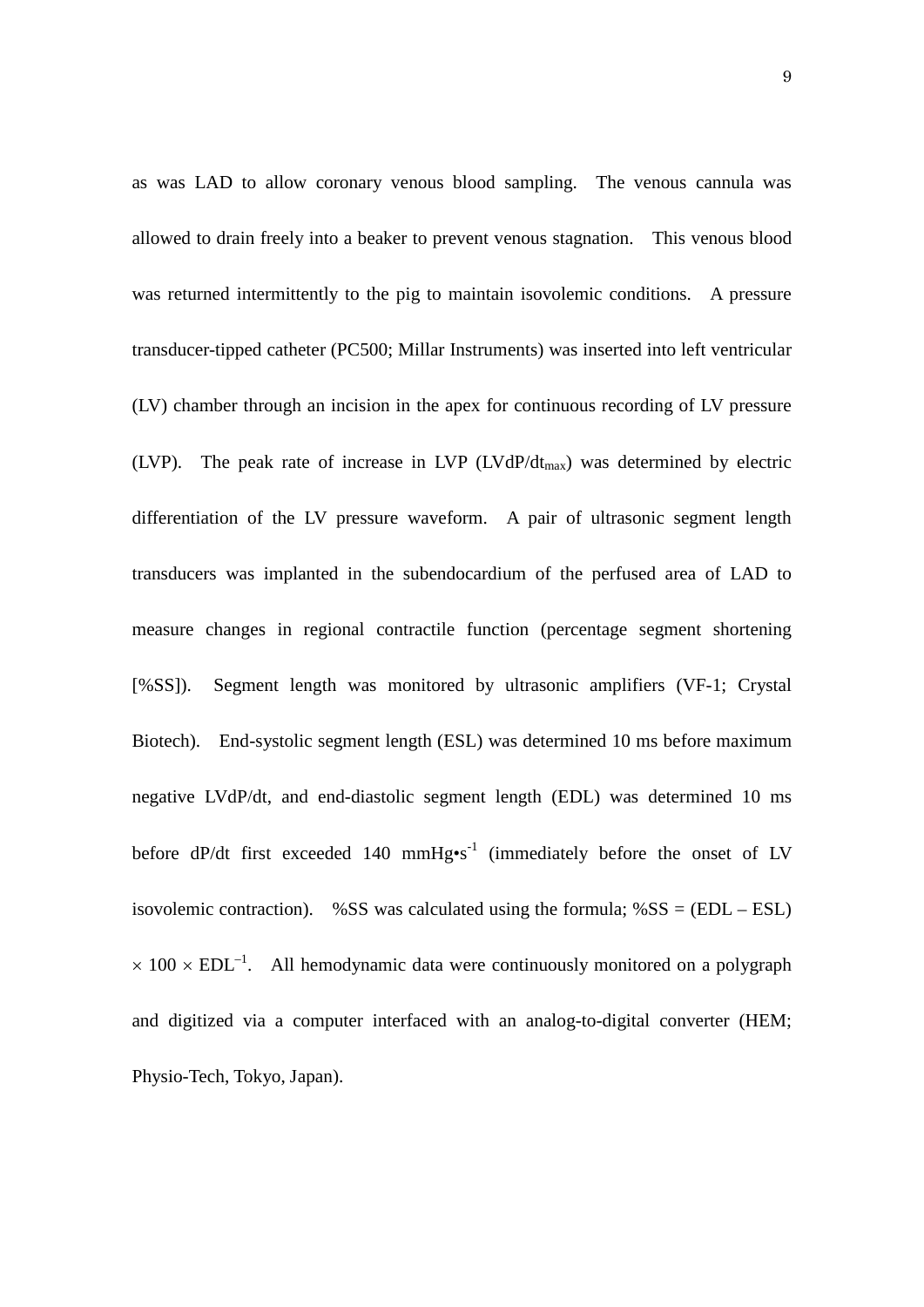as was LAD to allow coronary venous blood sampling. The venous cannula was allowed to drain freely into a beaker to prevent venous stagnation. This venous blood was returned intermittently to the pig to maintain isovolemic conditions. A pressure transducer-tipped catheter (PC500; Millar Instruments) was inserted into left ventricular (LV) chamber through an incision in the apex for continuous recording of LV pressure (LVP). The peak rate of increase in LVP ($LVdP/dt_{max}$) was determined by electric differentiation of the LV pressure waveform. A pair of ultrasonic segment length transducers was implanted in the subendocardium of the perfused area of LAD to measure changes in regional contractile function (percentage segment shortening [%SS]). Segment length was monitored by ultrasonic amplifiers (VF-1; Crystal Biotech). End-systolic segment length (ESL) was determined 10 ms before maximum negative LVdP/dt, and end-diastolic segment length (EDL) was determined 10 ms before dP/dt first exceeded 140 $mmHg \cdot s^{-1}$ (immediately before the onset of LV isovolemic contraction). %SS was calculated using the formula; $\%SS = (EDL - ESL) \times 100 \times EDL^{-1}$. All hemodynamic data were continuously monitored on a polygraph and digitized via a computer interfaced with an analog-to-digital converter (HEM; Physio-Tech, Tokyo, Japan).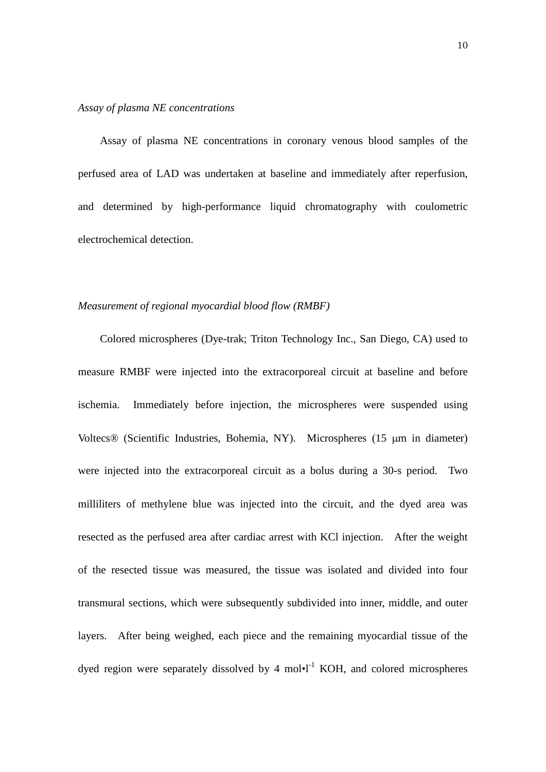*Assay of plasma NE concentrations*

Assay of plasma NE concentrations in coronary venous blood samples of the perfused area of LAD was undertaken at baseline and immediately after reperfusion, and determined by high-performance liquid chromatography with coulometric electrochemical detection.

*Measurement of regional myocardial blood flow (RMBF)*

Colored microspheres (Dye-trak; Triton Technology Inc., San Diego, CA) used to measure RMBF were injected into the extracorporeal circuit at baseline and before ischemia. Immediately before injection, the microspheres were suspended using Voltecs® (Scientific Industries, Bohemia, NY). Microspheres (15 μm in diameter) were injected into the extracorporeal circuit as a bolus during a 30-s period. Two milliliters of methylene blue was injected into the circuit, and the dyed area was resected as the perfused area after cardiac arrest with KCl injection. After the weight of the resected tissue was measured, the tissue was isolated and divided into four transmural sections, which were subsequently subdivided into inner, middle, and outer layers. After being weighed, each piece and the remaining myocardial tissue of the dyed region were separately dissolved by 4 $mol \cdot l^{-1}$ KOH, and colored microspheres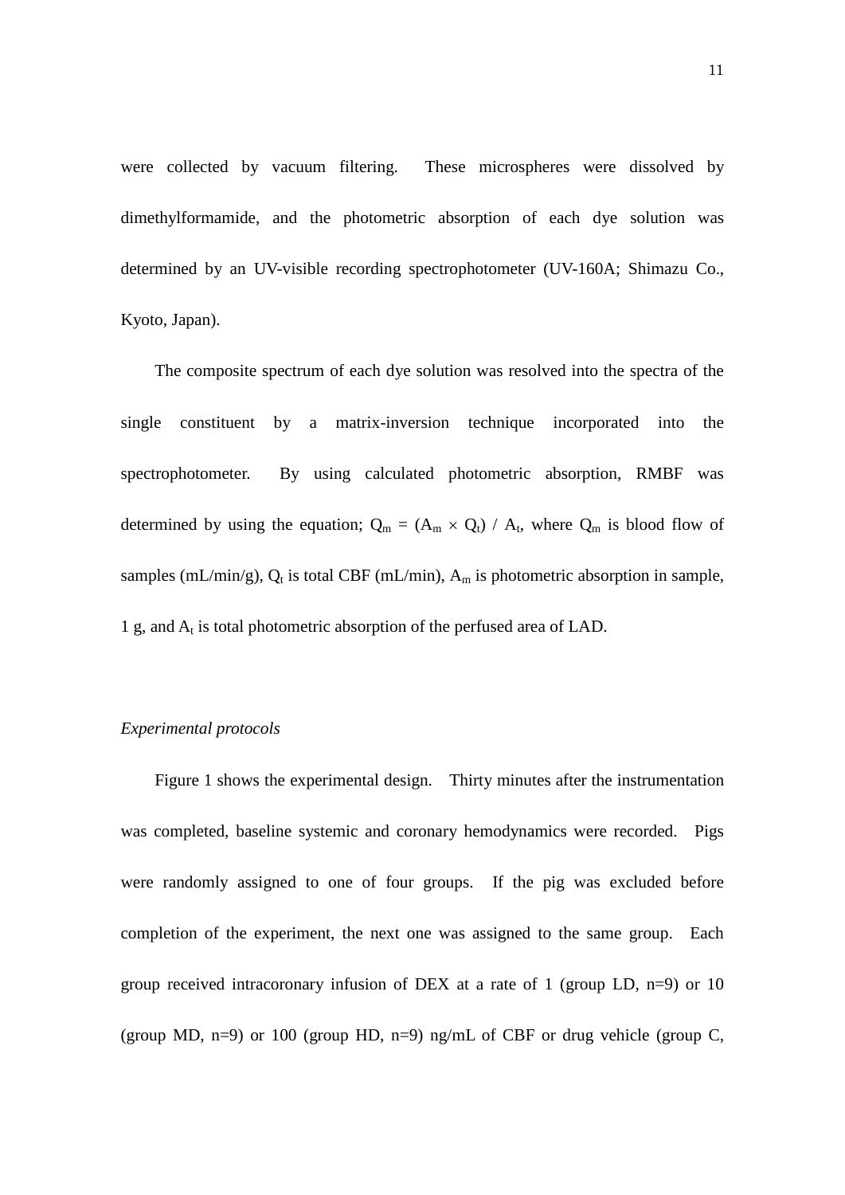were collected by vacuum filtering. These microspheres were dissolved by dimethylformamide, and the photometric absorption of each dye solution was determined by an UV-visible recording spectrophotometer (UV-160A; Shimazu Co., Kyoto, Japan).

The composite spectrum of each dye solution was resolved into the spectra of the single constituent by a matrix-inversion technique incorporated into the spectrophotometer. By using calculated photometric absorption, RMBF was determined by using the equation; $Q_m = (A_m \times Q_t) / A_t$, where $Q_m$ is blood flow of samples (mL/min/g), $Q_t$ is total CBF (mL/min), $A_m$ is photometric absorption in sample, 1 g, and $A_t$ is total photometric absorption of the perfused area of LAD.

*Experimental protocols*

Figure 1 shows the experimental design. Thirty minutes after the instrumentation was completed, baseline systemic and coronary hemodynamics were recorded. Pigs were randomly assigned to one of four groups. If the pig was excluded before completion of the experiment, the next one was assigned to the same group. Each group received intracoronary infusion of DEX at a rate of 1 (group LD, n=9) or 10 (group MD, n=9) or 100 (group HD, n=9) ng/mL of CBF or drug vehicle (group C,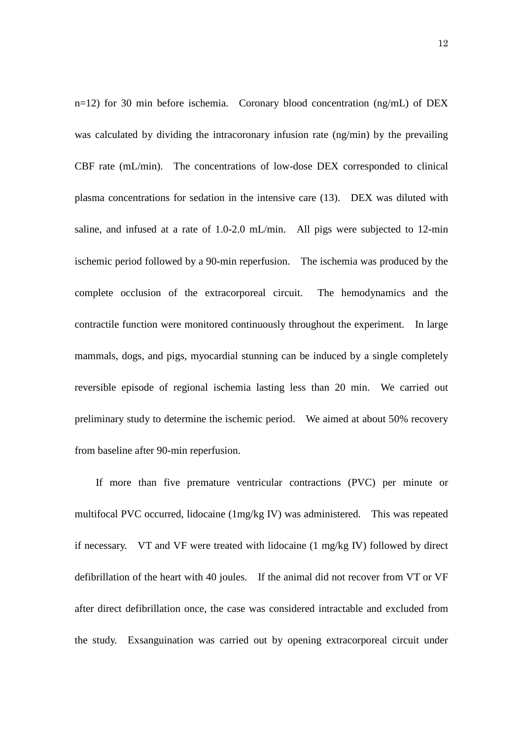n=12) for 30 min before ischemia. Coronary blood concentration (ng/mL) of DEX was calculated by dividing the intracoronary infusion rate (ng/min) by the prevailing CBF rate (mL/min). The concentrations of low-dose DEX corresponded to clinical plasma concentrations for sedation in the intensive care (13). DEX was diluted with saline, and infused at a rate of 1.0-2.0 mL/min. All pigs were subjected to 12-min ischemic period followed by a 90-min reperfusion. The ischemia was produced by the complete occlusion of the extracorporeal circuit. The hemodynamics and the contractile function were monitored continuously throughout the experiment. In large mammals, dogs, and pigs, myocardial stunning can be induced by a single completely reversible episode of regional ischemia lasting less than 20 min. We carried out preliminary study to determine the ischemic period. We aimed at about 50% recovery from baseline after 90-min reperfusion.

If more than five premature ventricular contractions (PVC) per minute or multifocal PVC occurred, lidocaine (1mg/kg IV) was administered. This was repeated if necessary. VT and VF were treated with lidocaine (1 mg/kg IV) followed by direct defibrillation of the heart with 40 joules. If the animal did not recover from VT or VF after direct defibrillation once, the case was considered intractable and excluded from the study. Exsanguination was carried out by opening extracorporeal circuit under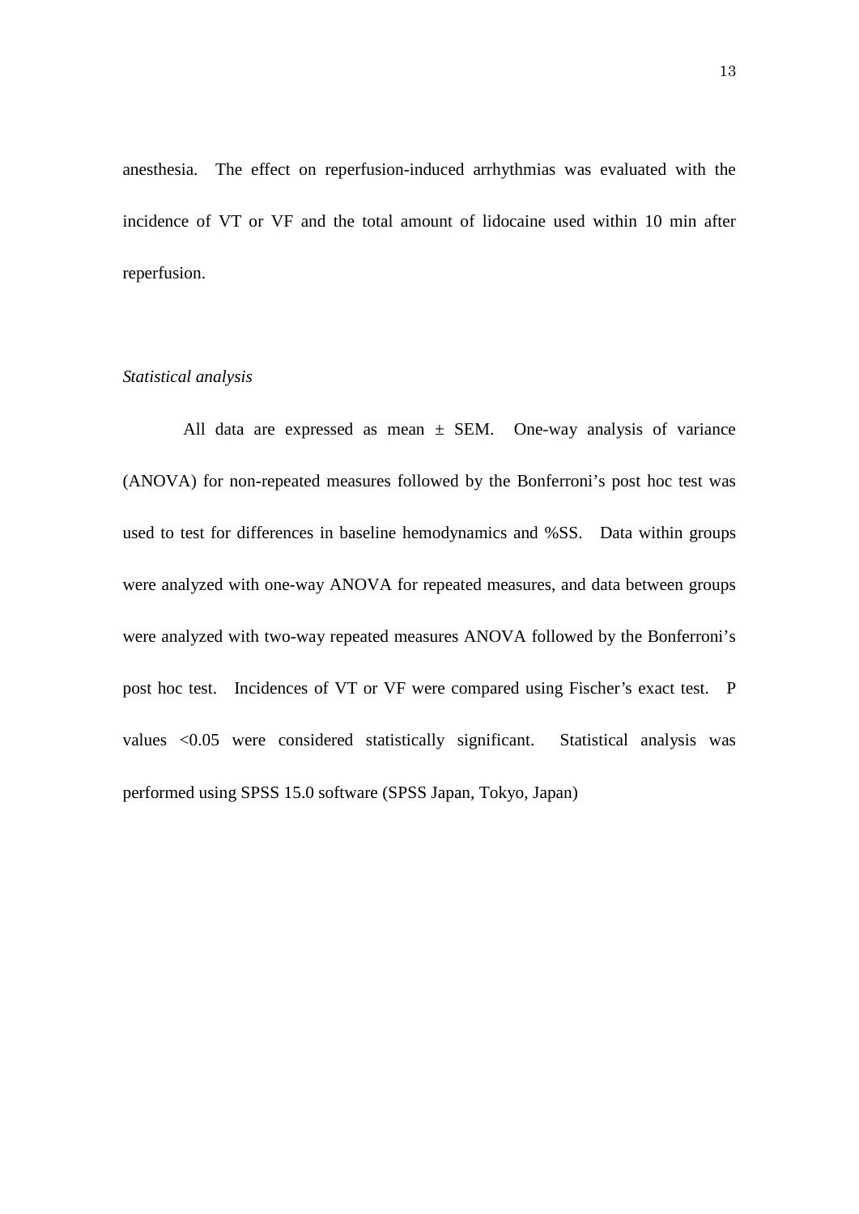anesthesia. The effect on reperfusion-induced arrhythmias was evaluated with the incidence of VT or VF and the total amount of lidocaine used within 10 min after reperfusion.

### *Statistical analysis*

All data are expressed as mean ± SEM. One-way analysis of variance (ANOVA) for non-repeated measures followed by the Bonferroni's post hoc test was used to test for differences in baseline hemodynamics and %SS. Data within groups were analyzed with one-way ANOVA for repeated measures, and data between groups were analyzed with two-way repeated measures ANOVA followed by the Bonferroni's post hoc test. Incidences of VT or VF were compared using Fischer's exact test. P values <0.05 were considered statistically significant. Statistical analysis was performed using SPSS 15.0 software (SPSS Japan, Tokyo, Japan)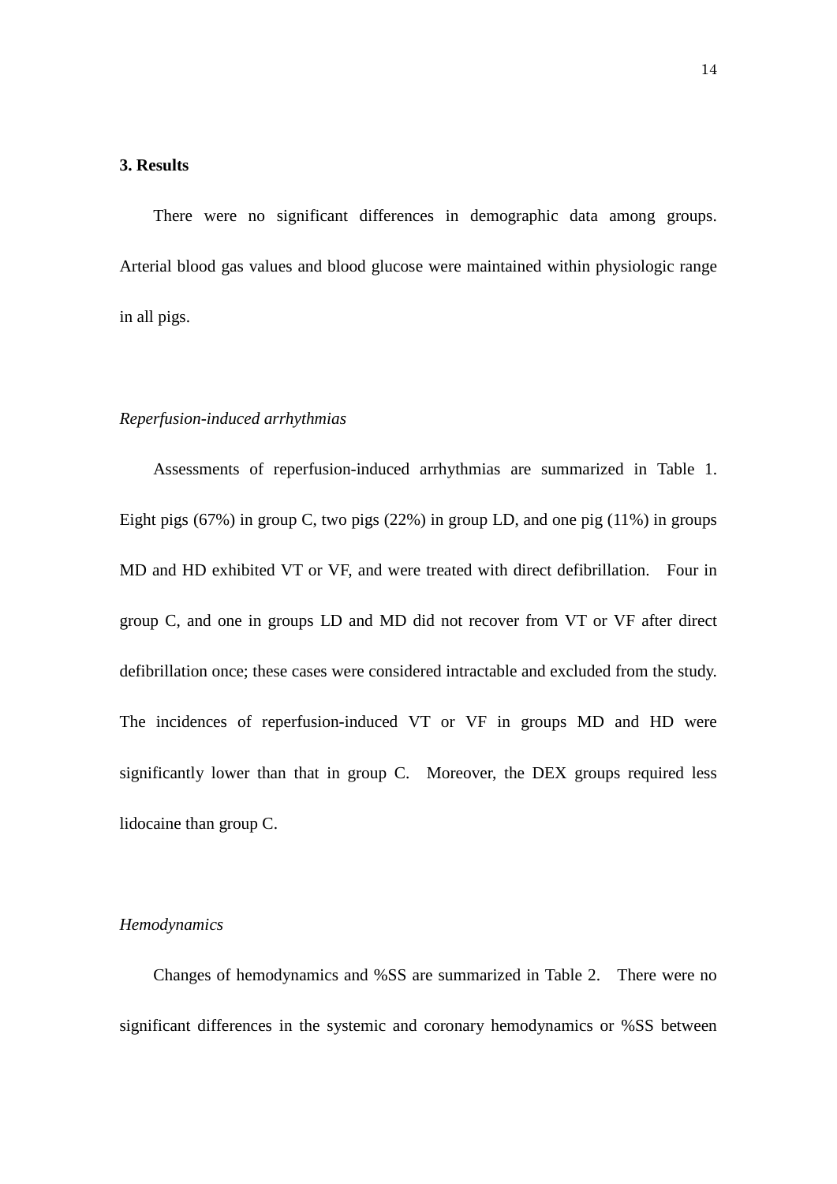## 3. Results

There were no significant differences in demographic data among groups. Arterial blood gas values and blood glucose were maintained within physiologic range in all pigs.

*Reperfusion-induced arrhythmias*

Assessments of reperfusion-induced arrhythmias are summarized in Table 1. Eight pigs (67%) in group C, two pigs (22%) in group LD, and one pig (11%) in groups MD and HD exhibited VT or VF, and were treated with direct defibrillation. Four in group C, and one in groups LD and MD did not recover from VT or VF after direct defibrillation once; these cases were considered intractable and excluded from the study. The incidences of reperfusion-induced VT or VF in groups MD and HD were significantly lower than that in group C. Moreover, the DEX groups required less lidocaine than group C.

*Hemodynamics*

Changes of hemodynamics and %SS are summarized in Table 2. There were no significant differences in the systemic and coronary hemodynamics or %SS between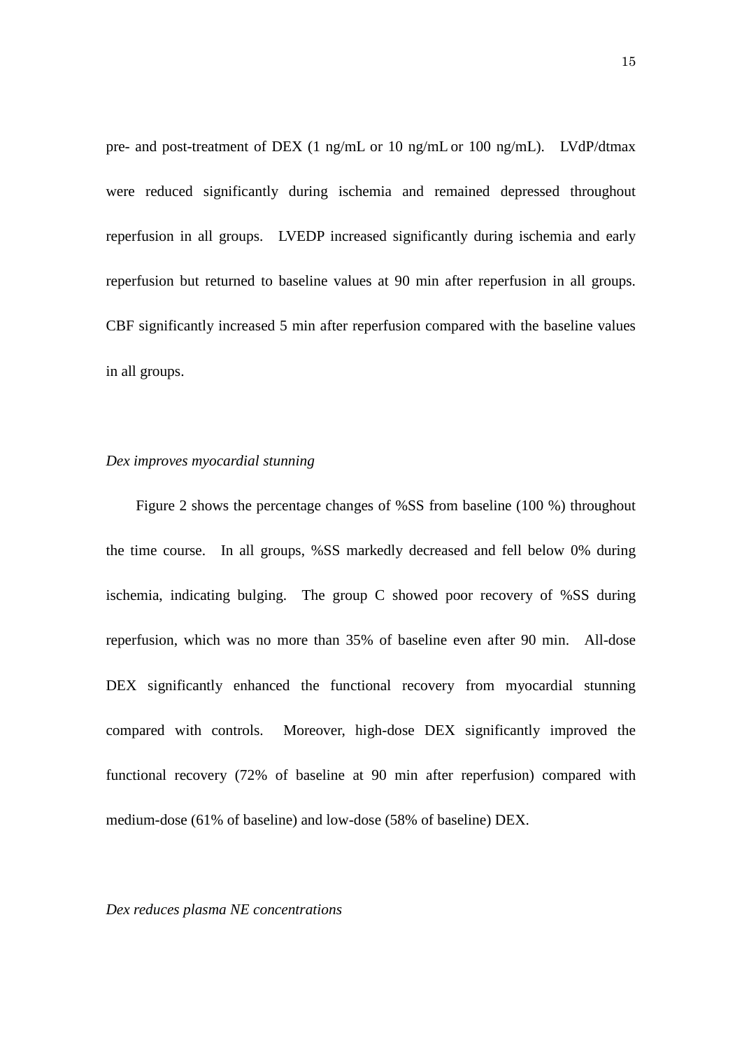pre- and post-treatment of DEX (1 ng/mL or 10 ng/mL or 100 ng/mL). LVdP/dtmax were reduced significantly during ischemia and remained depressed throughout reperfusion in all groups. LVEDP increased significantly during ischemia and early reperfusion but returned to baseline values at 90 min after reperfusion in all groups. CBF significantly increased 5 min after reperfusion compared with the baseline values in all groups.

*Dex improves myocardial stunning*

Figure 2 shows the percentage changes of %SS from baseline (100 %) throughout the time course. In all groups, %SS markedly decreased and fell below 0% during ischemia, indicating bulging. The group C showed poor recovery of %SS during reperfusion, which was no more than 35% of baseline even after 90 min. All-dose DEX significantly enhanced the functional recovery from myocardial stunning compared with controls. Moreover, high-dose DEX significantly improved the functional recovery (72% of baseline at 90 min after reperfusion) compared with medium-dose (61% of baseline) and low-dose (58% of baseline) DEX.

*Dex reduces plasma NE concentrations*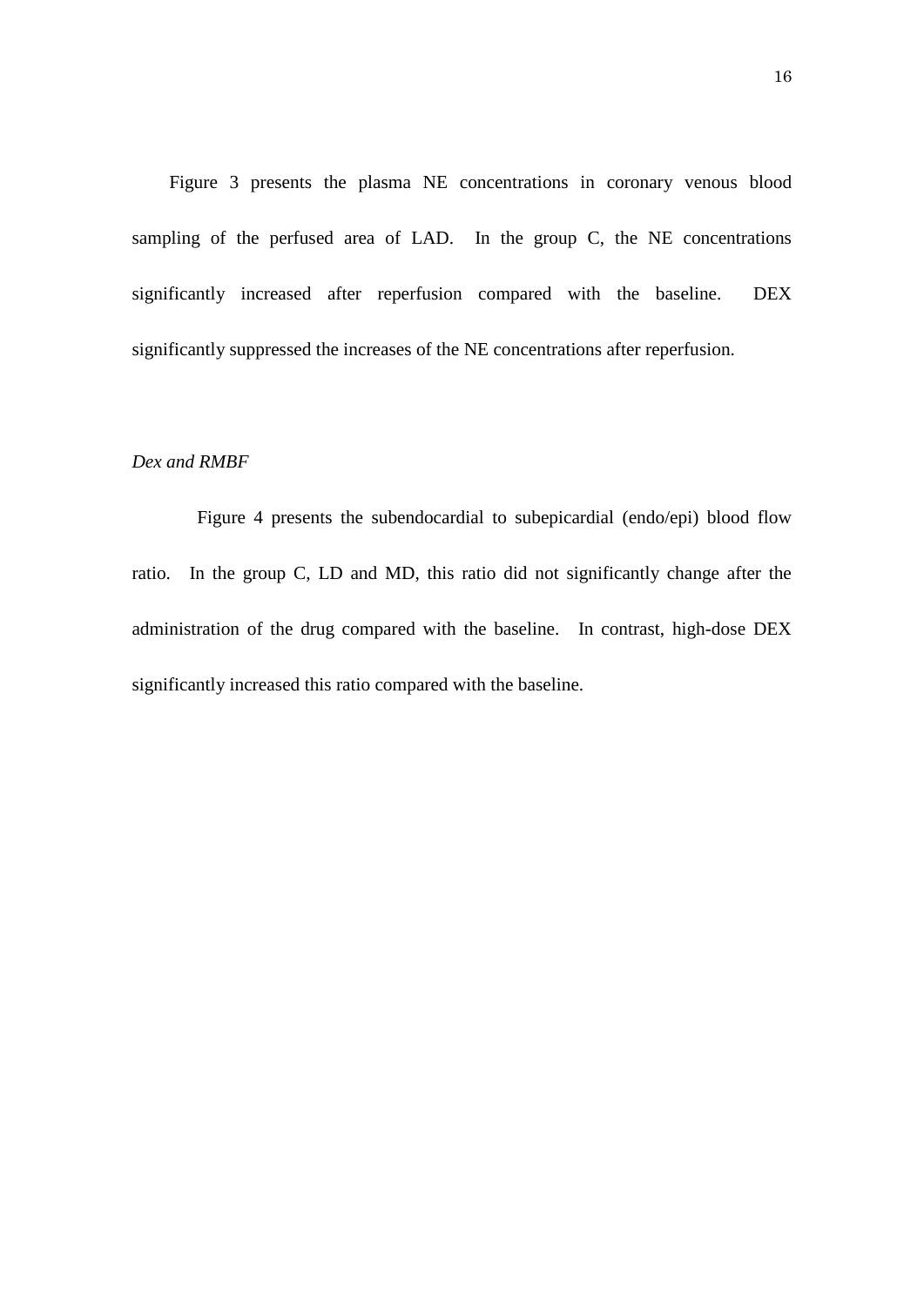Figure 3 presents the plasma NE concentrations in coronary venous blood sampling of the perfused area of LAD. In the group C, the NE concentrations significantly increased after reperfusion compared with the baseline. DEX significantly suppressed the increases of the NE concentrations after reperfusion.

*Dex and RMBF*

Figure 4 presents the subendocardial to subepicardial (endo/epi) blood flow ratio. In the group C, LD and MD, this ratio did not significantly change after the administration of the drug compared with the baseline. In contrast, high-dose DEX significantly increased this ratio compared with the baseline.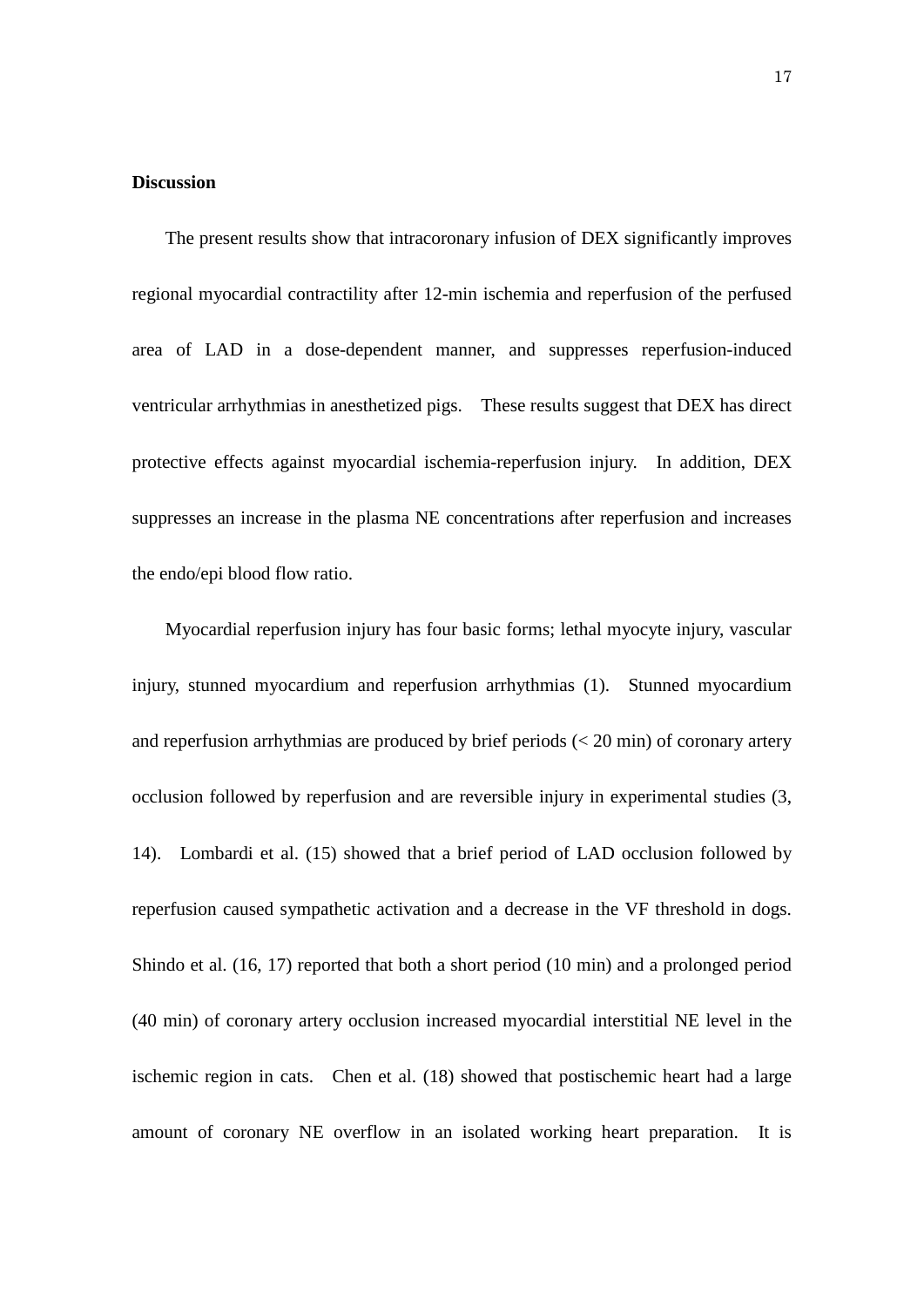## Discussion

The present results show that intracoronary infusion of DEX significantly improves regional myocardial contractility after 12-min ischemia and reperfusion of the perfused area of LAD in a dose-dependent manner, and suppresses reperfusion-induced ventricular arrhythmias in anesthetized pigs. These results suggest that DEX has direct protective effects against myocardial ischemia-reperfusion injury. In addition, DEX suppresses an increase in the plasma NE concentrations after reperfusion and increases the endo/epi blood flow ratio.

Myocardial reperfusion injury has four basic forms; lethal myocyte injury, vascular injury, stunned myocardium and reperfusion arrhythmias (1). Stunned myocardium and reperfusion arrhythmias are produced by brief periods (< 20 min) of coronary artery occlusion followed by reperfusion and are reversible injury in experimental studies (3, 14). Lombardi et al. (15) showed that a brief period of LAD occlusion followed by reperfusion caused sympathetic activation and a decrease in the VF threshold in dogs. Shindo et al. (16, 17) reported that both a short period (10 min) and a prolonged period (40 min) of coronary artery occlusion increased myocardial interstitial NE level in the ischemic region in cats. Chen et al. (18) showed that postischemic heart had a large amount of coronary NE overflow in an isolated working heart preparation. It is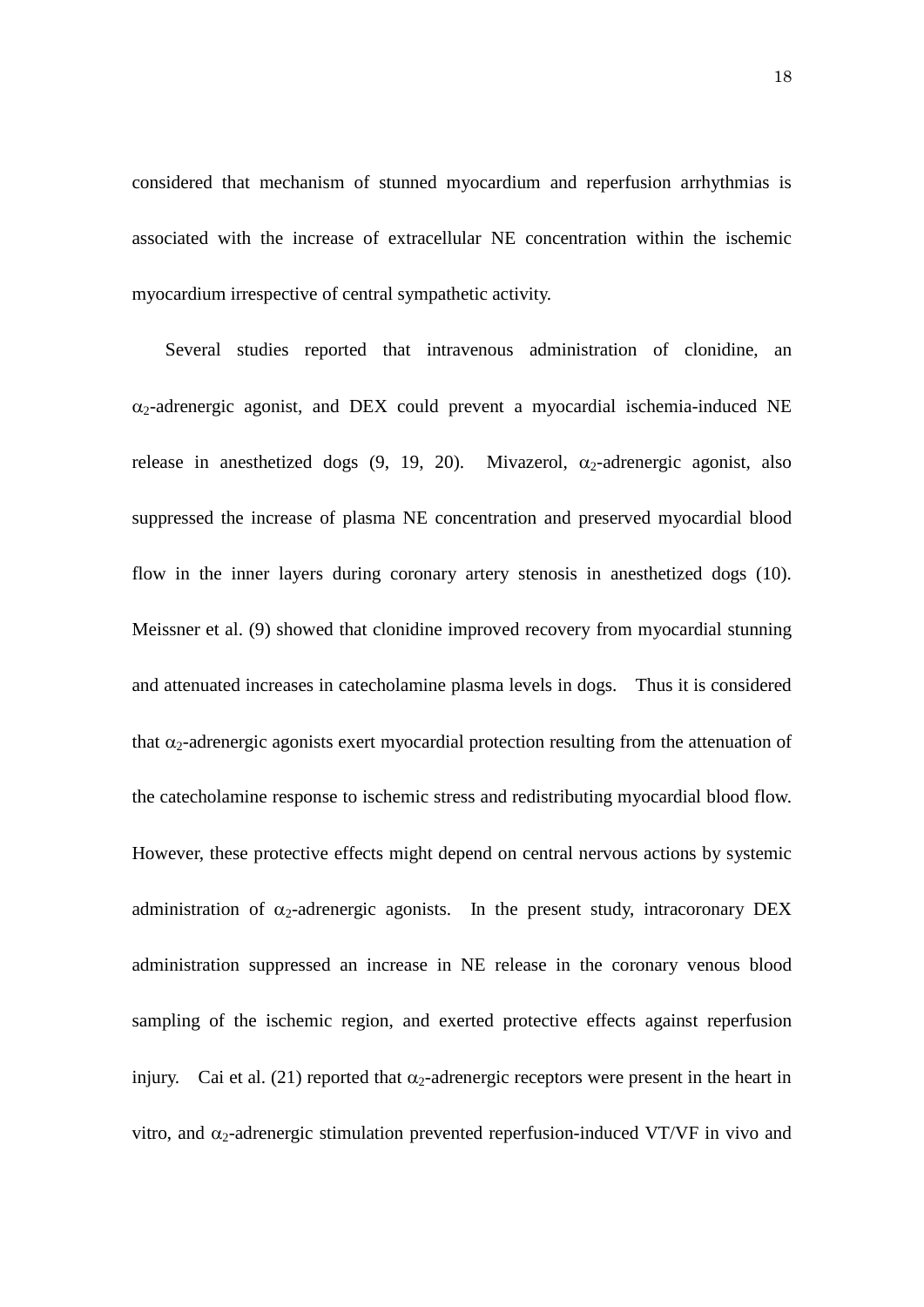considered that mechanism of stunned myocardium and reperfusion arrhythmias is associated with the increase of extracellular NE concentration within the ischemic myocardium irrespective of central sympathetic activity.

Several studies reported that intravenous administration of clonidine, an $\alpha_2$-adrenergic agonist, and DEX could prevent a myocardial ischemia-induced NE release in anesthetized dogs (9, 19, 20). Mivazerol, $\alpha_2$-adrenergic agonist, also suppressed the increase of plasma NE concentration and preserved myocardial blood flow in the inner layers during coronary artery stenosis in anesthetized dogs (10). Meissner et al. (9) showed that clonidine improved recovery from myocardial stunning and attenuated increases in catecholamine plasma levels in dogs. Thus it is considered that $\alpha_2$-adrenergic agonists exert myocardial protection resulting from the attenuation of the catecholamine response to ischemic stress and redistributing myocardial blood flow. However, these protective effects might depend on central nervous actions by systemic administration of $\alpha_2$-adrenergic agonists. In the present study, intracoronary DEX administration suppressed an increase in NE release in the coronary venous blood sampling of the ischemic region, and exerted protective effects against reperfusion injury. Cai et al. (21) reported that $\alpha_2$-adrenergic receptors were present in the heart in vitro, and $\alpha_2$-adrenergic stimulation prevented reperfusion-induced VT/VF in vivo and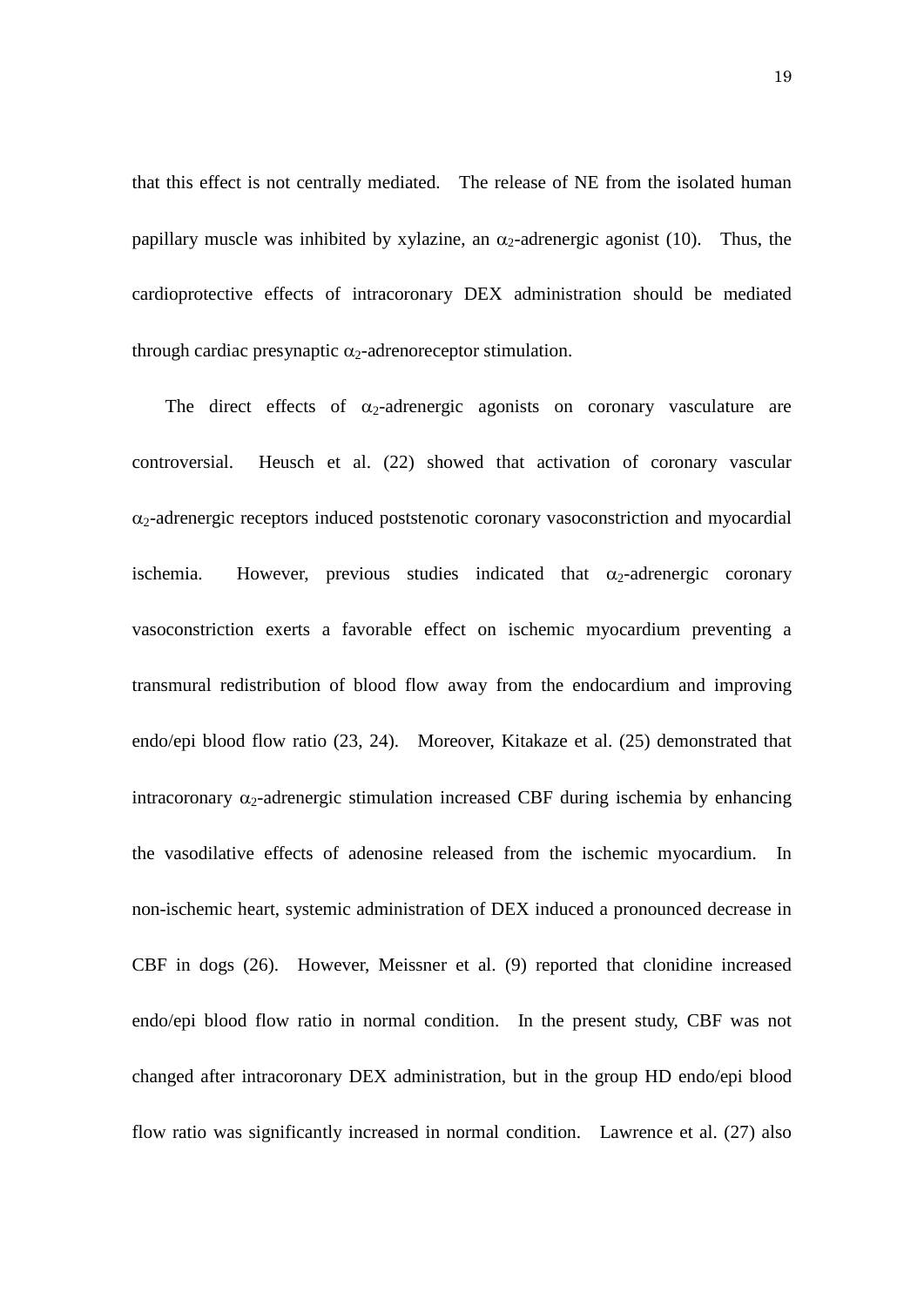that this effect is not centrally mediated. The release of NE from the isolated human papillary muscle was inhibited by xylazine, an $\alpha_2$-adrenergic agonist (10). Thus, the cardioprotective effects of intracoronary DEX administration should be mediated through cardiac presynaptic $\alpha_2$-adrenoreceptor stimulation.

The direct effects of $\alpha_2$-adrenergic agonists on coronary vasculature are controversial. Heusch et al. (22) showed that activation of coronary vascular $\alpha_2$-adrenergic receptors induced poststenotic coronary vasoconstriction and myocardial ischemia. However, previous studies indicated that $\alpha_2$-adrenergic coronary vasoconstriction exerts a favorable effect on ischemic myocardium preventing a transmural redistribution of blood flow away from the endocardium and improving endo/epi blood flow ratio (23, 24). Moreover, Kitakaze et al. (25) demonstrated that intracoronary $\alpha_2$-adrenergic stimulation increased CBF during ischemia by enhancing the vasodilative effects of adenosine released from the ischemic myocardium. In non-ischemic heart, systemic administration of DEX induced a pronounced decrease in CBF in dogs (26). However, Meissner et al. (9) reported that clonidine increased endo/epi blood flow ratio in normal condition. In the present study, CBF was not changed after intracoronary DEX administration, but in the group HD endo/epi blood flow ratio was significantly increased in normal condition. Lawrence et al. (27) also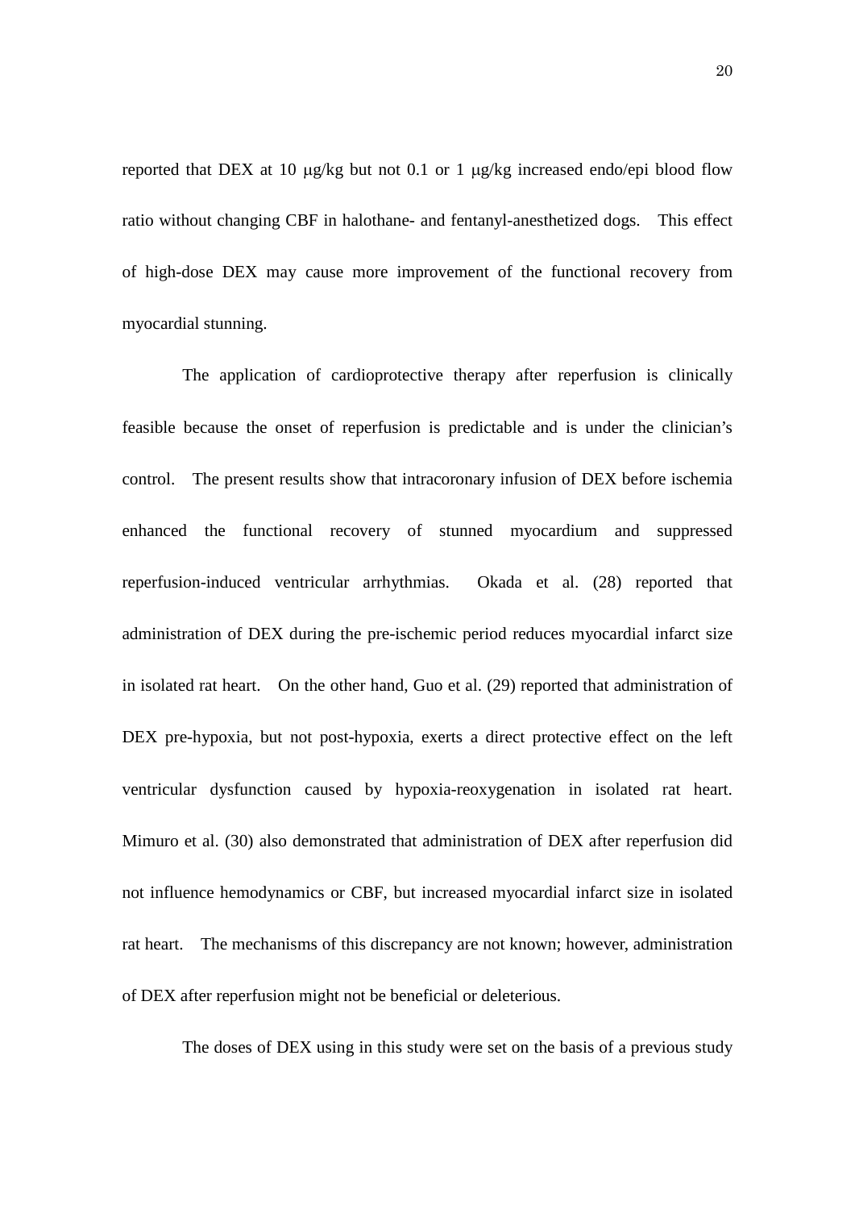reported that DEX at 10 μg/kg but not 0.1 or 1 μg/kg increased endo/epi blood flow ratio without changing CBF in halothane- and fentanyl-anesthetized dogs. This effect of high-dose DEX may cause more improvement of the functional recovery from myocardial stunning.

The application of cardioprotective therapy after reperfusion is clinically feasible because the onset of reperfusion is predictable and is under the clinician's control. The present results show that intracoronary infusion of DEX before ischemia enhanced the functional recovery of stunned myocardium and suppressed reperfusion-induced ventricular arrhythmias. Okada et al. (28) reported that administration of DEX during the pre-ischemic period reduces myocardial infarct size in isolated rat heart. On the other hand, Guo et al. (29) reported that administration of DEX pre-hypoxia, but not post-hypoxia, exerts a direct protective effect on the left ventricular dysfunction caused by hypoxia-reoxygenation in isolated rat heart. Mimuro et al. (30) also demonstrated that administration of DEX after reperfusion did not influence hemodynamics or CBF, but increased myocardial infarct size in isolated rat heart. The mechanisms of this discrepancy are not known; however, administration of DEX after reperfusion might not be beneficial or deleterious.

The doses of DEX using in this study were set on the basis of a previous study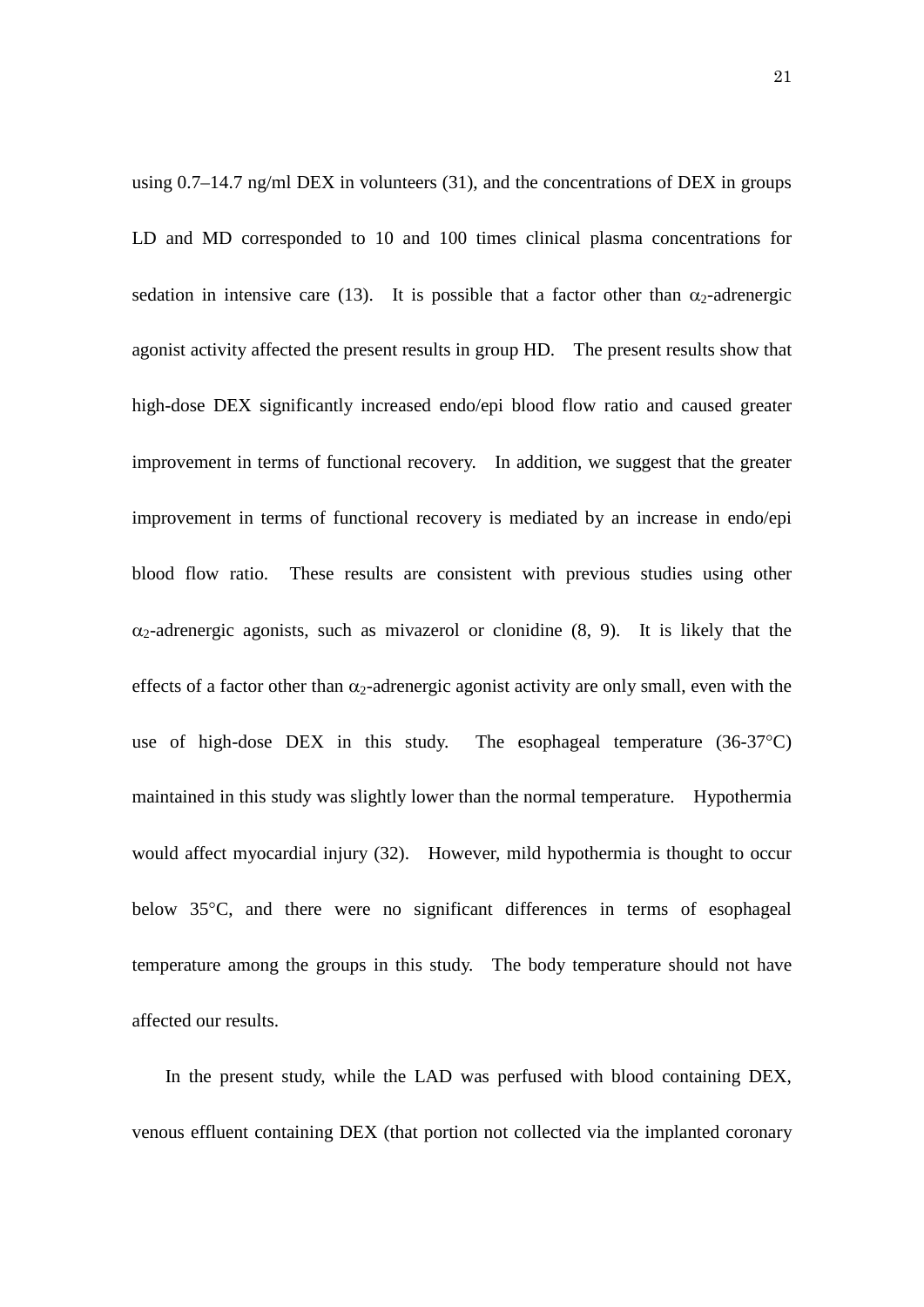using 0.7–14.7 ng/ml DEX in volunteers (31), and the concentrations of DEX in groups LD and MD corresponded to 10 and 100 times clinical plasma concentrations for sedation in intensive care (13). It is possible that a factor other than $\alpha_2$-adrenergic agonist activity affected the present results in group HD. The present results show that high-dose DEX significantly increased endo/epi blood flow ratio and caused greater improvement in terms of functional recovery. In addition, we suggest that the greater improvement in terms of functional recovery is mediated by an increase in endo/epi blood flow ratio. These results are consistent with previous studies using other $\alpha_2$-adrenergic agonists, such as mivazerol or clonidine (8, 9). It is likely that the effects of a factor other than $\alpha_2$-adrenergic agonist activity are only small, even with the use of high-dose DEX in this study. The esophageal temperature (36-37°C) maintained in this study was slightly lower than the normal temperature. Hypothermia would affect myocardial injury (32). However, mild hypothermia is thought to occur below 35°C, and there were no significant differences in terms of esophageal temperature among the groups in this study. The body temperature should not have affected our results.

In the present study, while the LAD was perfused with blood containing DEX, venous effluent containing DEX (that portion not collected via the implanted coronary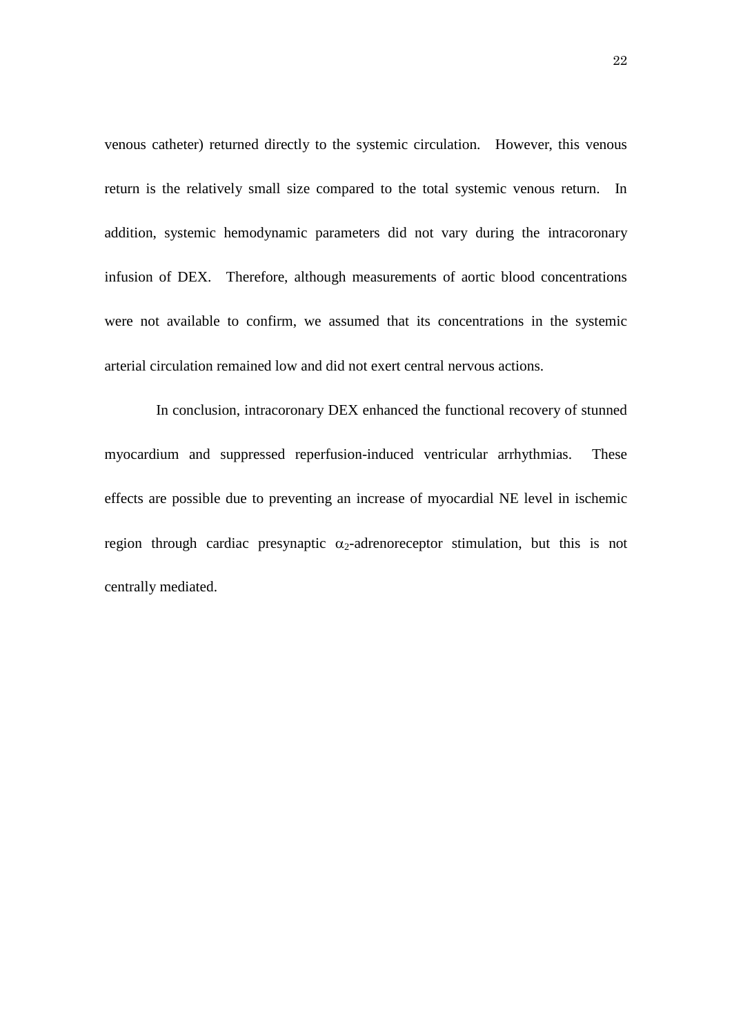venous catheter) returned directly to the systemic circulation. However, this venous return is the relatively small size compared to the total systemic venous return. In addition, systemic hemodynamic parameters did not vary during the intracoronary infusion of DEX. Therefore, although measurements of aortic blood concentrations were not available to confirm, we assumed that its concentrations in the systemic arterial circulation remained low and did not exert central nervous actions.

In conclusion, intracoronary DEX enhanced the functional recovery of stunned myocardium and suppressed reperfusion-induced ventricular arrhythmias. These effects are possible due to preventing an increase of myocardial NE level in ischemic region through cardiac presynaptic $\alpha_2$-adrenoreceptor stimulation, but this is not centrally mediated.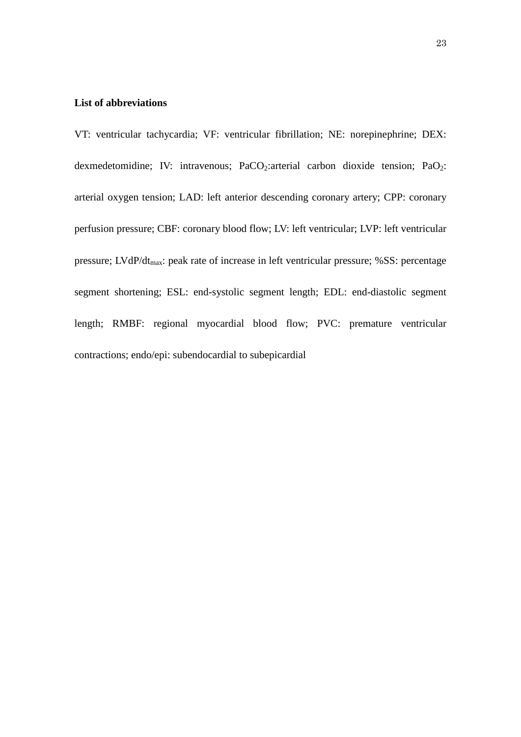**List of abbreviations**

VT: ventricular tachycardia; VF: ventricular fibrillation; NE: norepinephrine; DEX: dexmedetomidine; IV: intravenous; $PaCO_2$:arterial carbon dioxide tension; $PaO_2$: arterial oxygen tension; LAD: left anterior descending coronary artery; CPP: coronary perfusion pressure; CBF: coronary blood flow; LV: left ventricular; LVP: left ventricular pressure; $LVdP/dt_{max}$: peak rate of increase in left ventricular pressure; %SS: percentage segment shortening; ESL: end-systolic segment length; EDL: end-diastolic segment length; RMBF: regional myocardial blood flow; PVC: premature ventricular contractions; endo/epi: subendocardial to subepicardial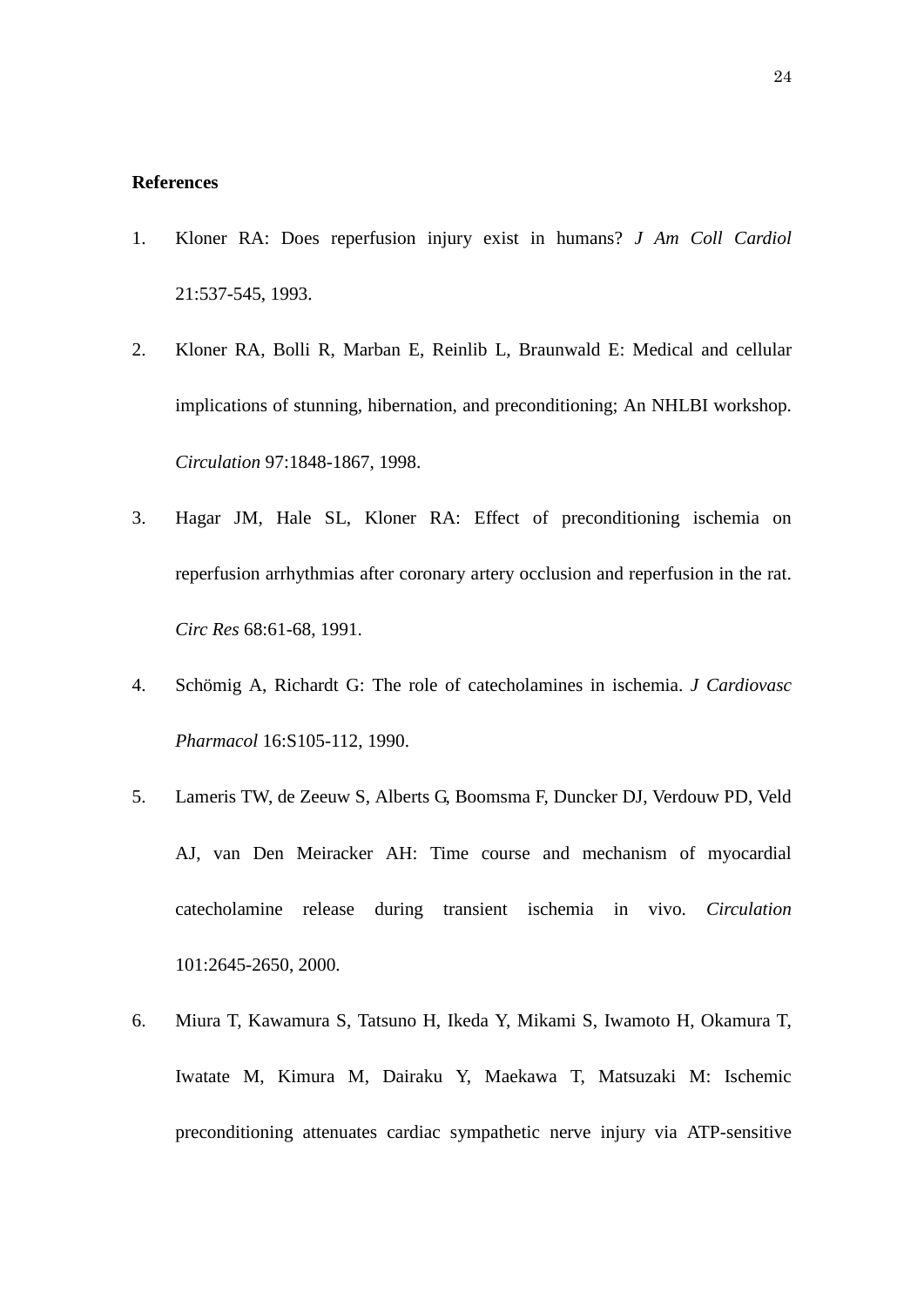**References**

1. Kloner RA: Does reperfusion injury exist in humans? *J Am Coll Cardiol* 21:537-545, 1993.
2. Kloner RA, Bolli R, Marban E, Reinlib L, Braunwald E: Medical and cellular implications of stunning, hibernation, and preconditioning; An NHLBI workshop. *Circulation* 97:1848-1867, 1998.
3. Hagar JM, Hale SL, Kloner RA: Effect of preconditioning ischemia on reperfusion arrhythmias after coronary artery occlusion and reperfusion in the rat. *Circ Res* 68:61-68, 1991.
4. Schömig A, Richardt G: The role of catecholamines in ischemia. *J Cardiovasc Pharmacol* 16:S105-112, 1990.
5. Lameris TW, de Zeeuw S, Alberts G, Boomsma F, Duncker DJ, Verdouw PD, Veld AJ, van Den Meiracker AH: Time course and mechanism of myocardial catecholamine release during transient ischemia in vivo. *Circulation* 101:2645-2650, 2000.
6. Miura T, Kawamura S, Tatsuno H, Ikeda Y, Mikami S, Iwamoto H, Okamura T, Iwatate M, Kimura M, Dairaku Y, Maekawa T, Matsuzaki M: Ischemic preconditioning attenuates cardiac sympathetic nerve injury via ATP-sensitive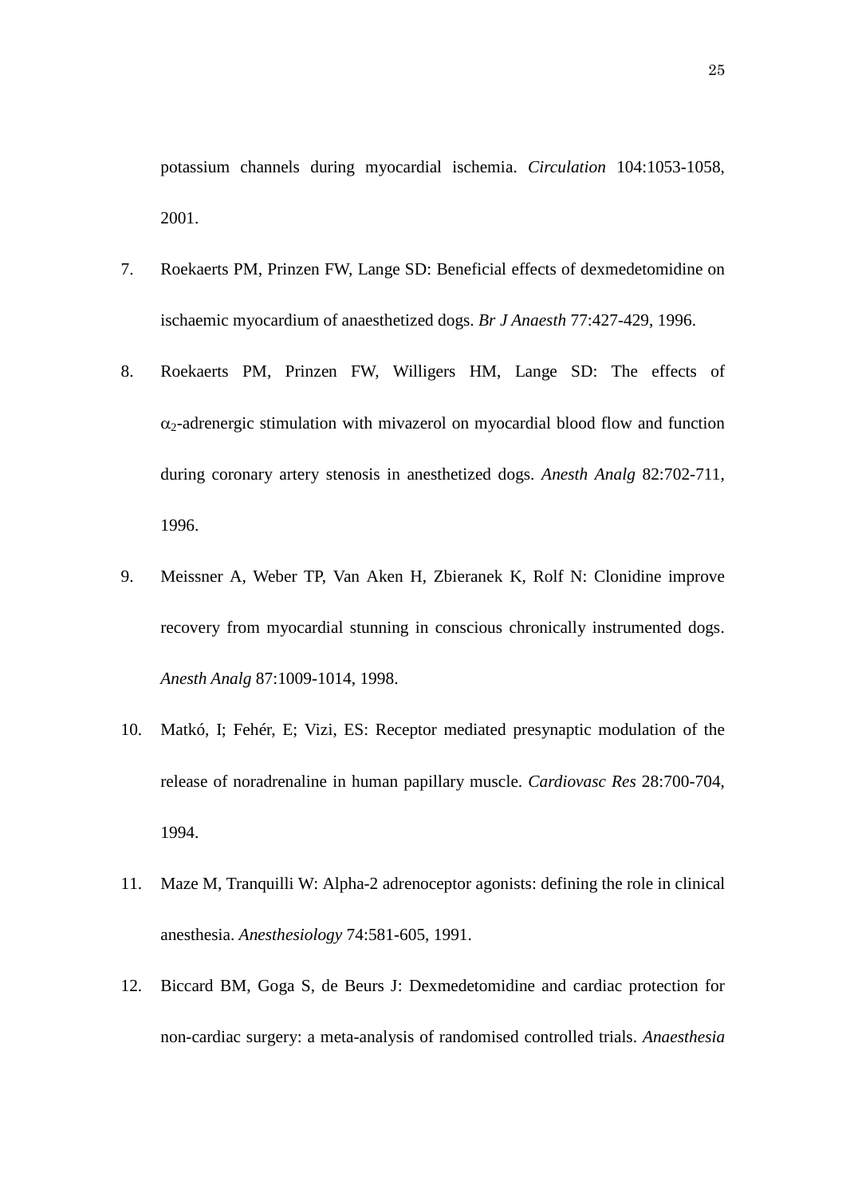potassium channels during myocardial ischemia. *Circulation* 104:1053-1058, 2001.

7. Roekaerts PM, Prinzen FW, Lange SD: Beneficial effects of dexmedetomidine on ischaemic myocardium of anaesthetized dogs. *Br J Anaesth* 77:427-429, 1996.

8. Roekaerts PM, Prinzen FW, Willigers HM, Lange SD: The effects of $\alpha_2$-adrenergic stimulation with mivazerol on myocardial blood flow and function during coronary artery stenosis in anesthetized dogs. *Anesth Analg* 82:702-711, 1996.

9. Meissner A, Weber TP, Van Aken H, Zbieranek K, Rolf N: Clonidine improve recovery from myocardial stunning in conscious chronically instrumented dogs. *Anesth Analg* 87:1009-1014, 1998.

10. Matkó, I; Fehér, E; Vizi, ES: Receptor mediated presynaptic modulation of the release of noradrenaline in human papillary muscle. *Cardiovasc Res* 28:700-704, 1994.

11. Maze M, Tranquilli W: Alpha-2 adrenoceptor agonists: defining the role in clinical anesthesia. *Anesthesiology* 74:581-605, 1991.

12. Biccard BM, Goga S, de Beurs J: Dexmedetomidine and cardiac protection for non-cardiac surgery: a meta-analysis of randomised controlled trials. *Anaesthesia*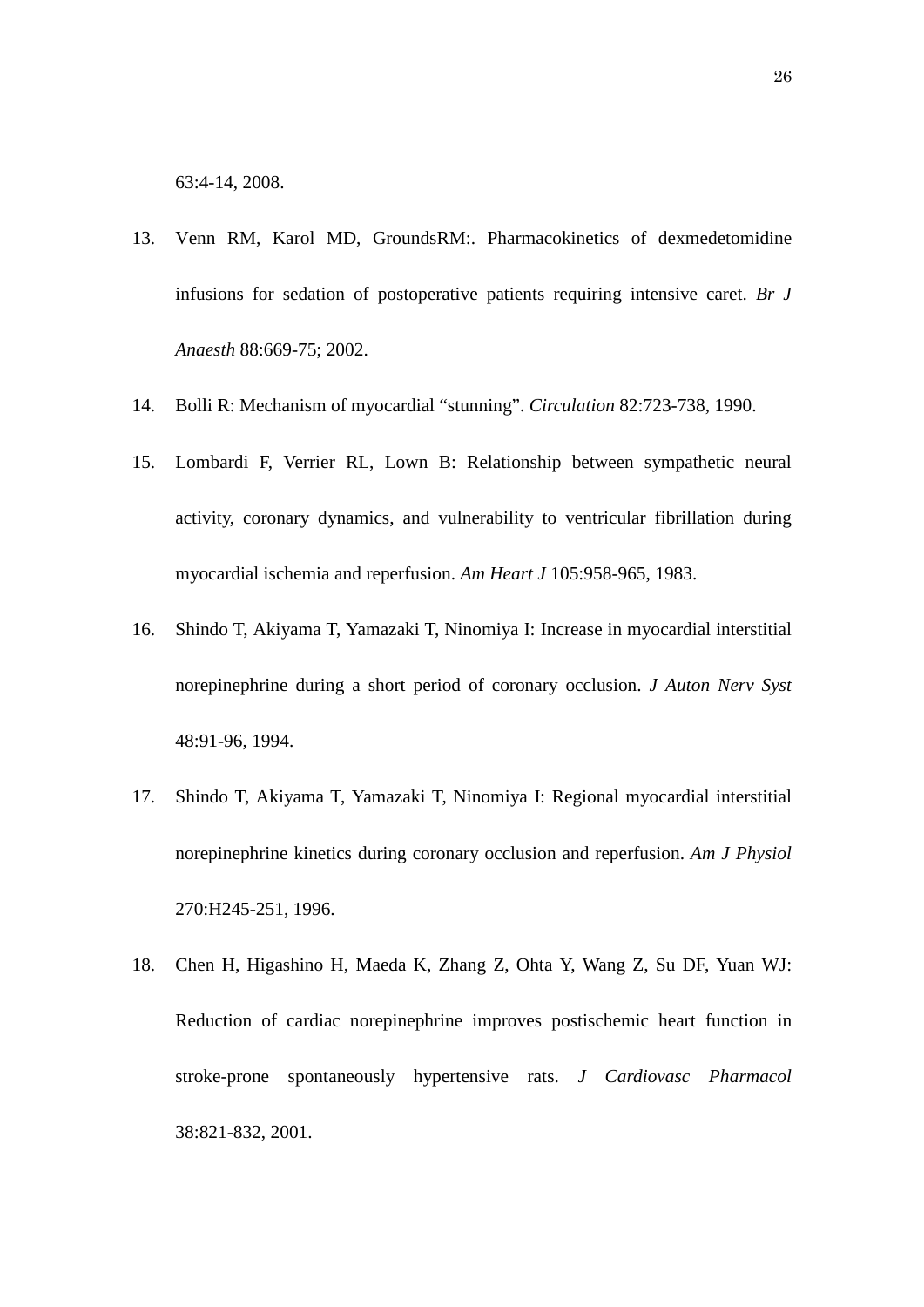63:4-14, 2008.

13. Venn RM, Karol MD, GroundsRM:. Pharmacokinetics of dexmedetomidine infusions for sedation of postoperative patients requiring intensive caret. *Br J Anaesth* 88:669-75; 2002.

14. Bolli R: Mechanism of myocardial “stunning”. *Circulation* 82:723-738, 1990.

15. Lombardi F, Verrier RL, Lown B: Relationship between sympathetic neural activity, coronary dynamics, and vulnerability to ventricular fibrillation during myocardial ischemia and reperfusion. *Am Heart J* 105:958-965, 1983.

16. Shindo T, Akiyama T, Yamazaki T, Ninomiya I: Increase in myocardial interstitial norepinephrine during a short period of coronary occlusion. *J Auton Nerv Syst* 48:91-96, 1994.

17. Shindo T, Akiyama T, Yamazaki T, Ninomiya I: Regional myocardial interstitial norepinephrine kinetics during coronary occlusion and reperfusion. *Am J Physiol* 270:H245-251, 1996.

18. Chen H, Higashino H, Maeda K, Zhang Z, Ohta Y, Wang Z, Su DF, Yuan WJ: Reduction of cardiac norepinephrine improves postischemic heart function in stroke-prone spontaneously hypertensive rats. *J Cardiovasc Pharmacol* 38:821-832, 2001.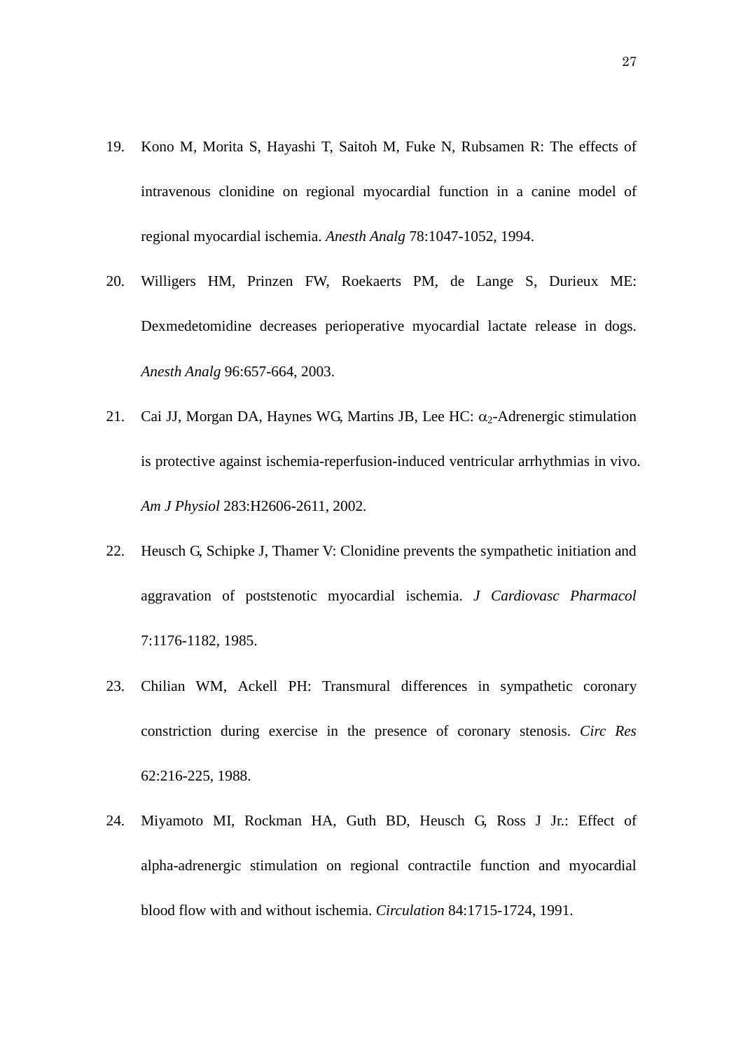19. Kono M, Morita S, Hayashi T, Saitoh M, Fuke N, Rubsamen R: The effects of intravenous clonidine on regional myocardial function in a canine model of regional myocardial ischemia. *Anesth Analg* 78:1047-1052, 1994.

20. Willigers HM, Prinzen FW, Roekaerts PM, de Lange S, Durieux ME: Dexmedetomidine decreases perioperative myocardial lactate release in dogs. *Anesth Analg* 96:657-664, 2003.

21. Cai JJ, Morgan DA, Haynes WG, Martins JB, Lee HC: $\alpha_2$-Adrenergic stimulation is protective against ischemia-reperfusion-induced ventricular arrhythmias in vivo. *Am J Physiol* 283:H2606-2611, 2002.

22. Heusch G, Schipke J, Thamer V: Clonidine prevents the sympathetic initiation and aggravation of poststenotic myocardial ischemia. *J Cardiovasc Pharmacol* 7:1176-1182, 1985.

23. Chilian WM, Ackell PH: Transmural differences in sympathetic coronary constriction during exercise in the presence of coronary stenosis. *Circ Res* 62:216-225, 1988.

24. Miyamoto MI, Rockman HA, Guth BD, Heusch G, Ross J Jr.: Effect of alpha-adrenergic stimulation on regional contractile function and myocardial blood flow with and without ischemia. *Circulation* 84:1715-1724, 1991.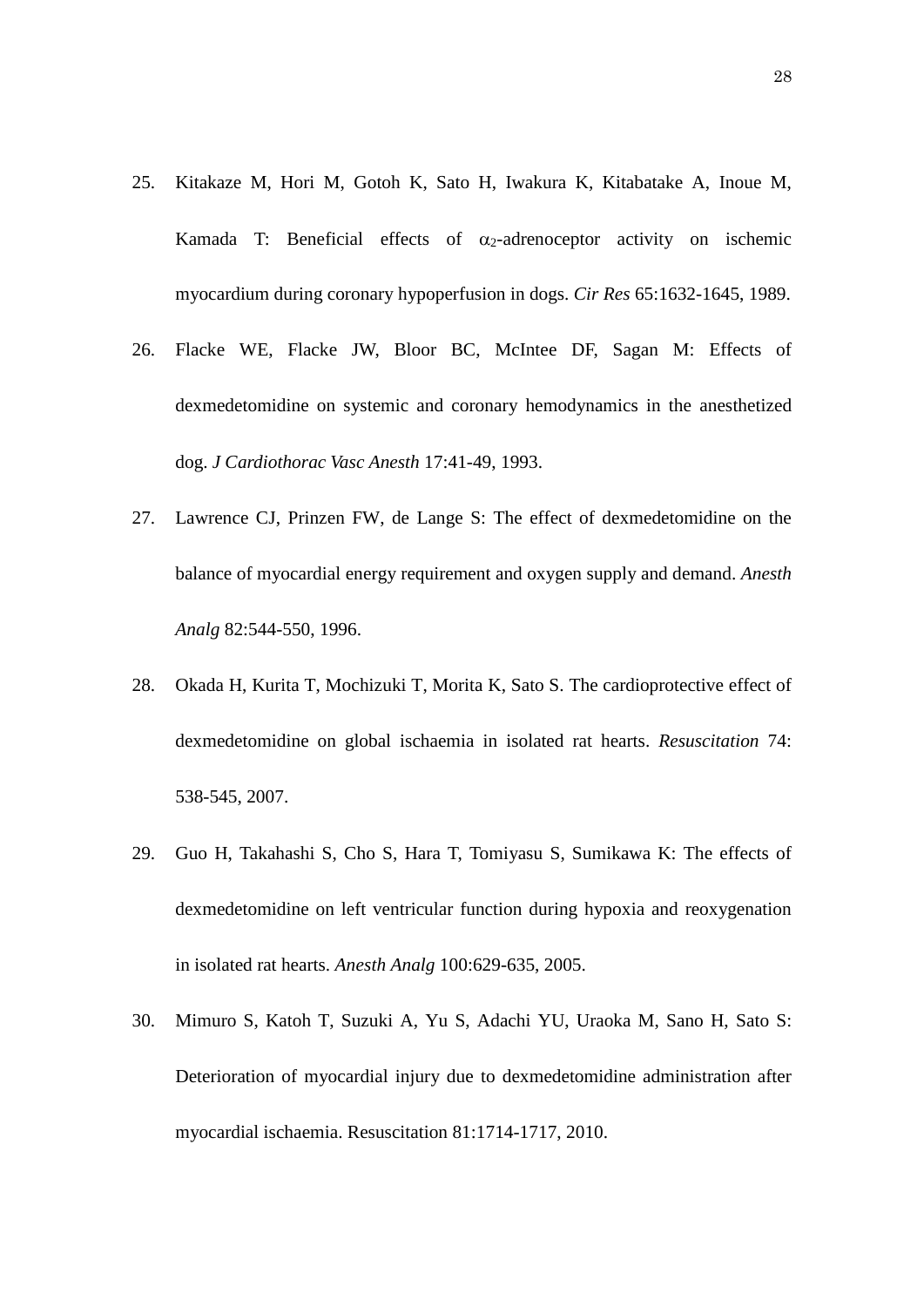25. Kitakaze M, Hori M, Gotoh K, Sato H, Iwakura K, Kitabatake A, Inoue M, Kamada T: Beneficial effects of $\alpha_2$-adrenoceptor activity on ischemic myocardium during coronary hypoperfusion in dogs. *Cir Res* 65:1632-1645, 1989.

26. Flacke WE, Flacke JW, Bloor BC, McIntee DF, Sagan M: Effects of dexmedetomidine on systemic and coronary hemodynamics in the anesthetized dog. *J Cardiothorac Vasc Anesth* 17:41-49, 1993.

27. Lawrence CJ, Prinzen FW, de Lange S: The effect of dexmedetomidine on the balance of myocardial energy requirement and oxygen supply and demand. *Anesth Analg* 82:544-550, 1996.

28. Okada H, Kurita T, Mochizuki T, Morita K, Sato S. The cardioprotective effect of dexmedetomidine on global ischaemia in isolated rat hearts. *Resuscitation* 74: 538-545, 2007.

29. Guo H, Takahashi S, Cho S, Hara T, Tomiyasu S, Sumikawa K: The effects of dexmedetomidine on left ventricular function during hypoxia and reoxygenation in isolated rat hearts. *Anesth Analg* 100:629-635, 2005.

30. Mimuro S, Katoh T, Suzuki A, Yu S, Adachi YU, Uraoka M, Sano H, Sato S: Deterioration of myocardial injury due to dexmedetomidine administration after myocardial ischaemia. Resuscitation 81:1714-1717, 2010.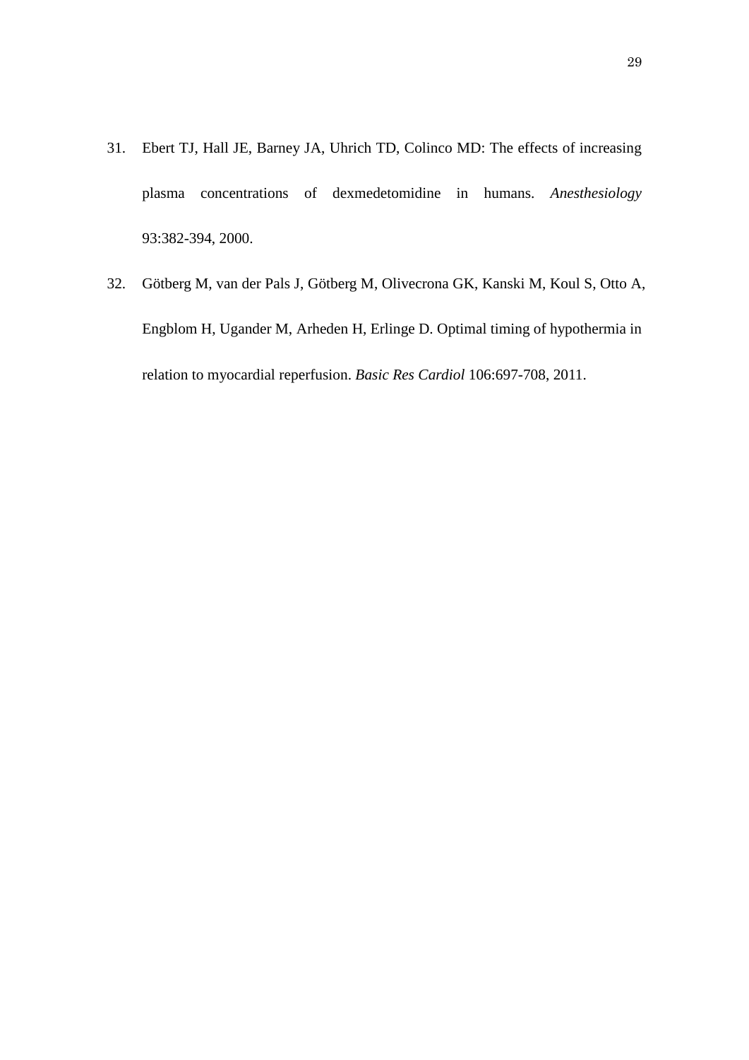31. Ebert TJ, Hall JE, Barney JA, Uhrich TD, Colinco MD: The effects of increasing plasma concentrations of dexmedetomidine in humans. *Anesthesiology* 93:382-394, 2000.

32. Götberg M, van der Pals J, Götberg M, Olivecrona GK, Kanski M, Koul S, Otto A, Engblom H, Ugander M, Arheden H, Erlinge D. Optimal timing of hypothermia in relation to myocardial reperfusion. *Basic Res Cardiol* 106:697-708, 2011.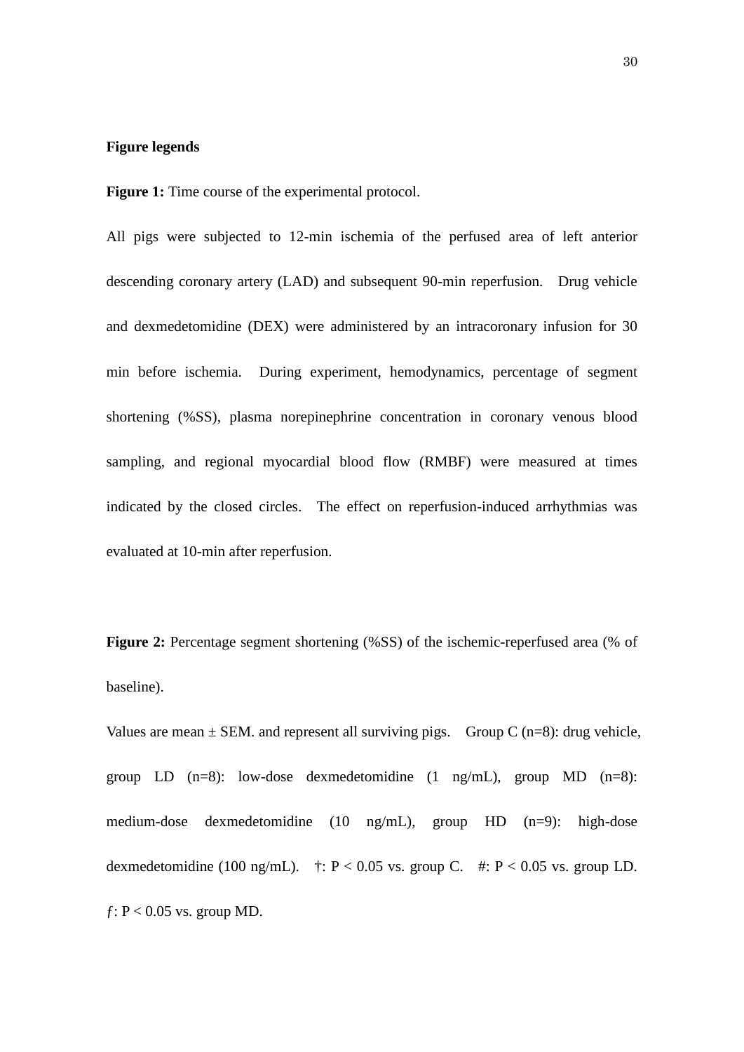**Figure legends**

**Figure 1:** Time course of the experimental protocol.

All pigs were subjected to 12-min ischemia of the perfused area of left anterior descending coronary artery (LAD) and subsequent 90-min reperfusion. Drug vehicle and dexmedetomidine (DEX) were administered by an intracoronary infusion for 30 min before ischemia. During experiment, hemodynamics, percentage of segment shortening (%SS), plasma norepinephrine concentration in coronary venous blood sampling, and regional myocardial blood flow (RMBF) were measured at times indicated by the closed circles. The effect on reperfusion-induced arrhythmias was evaluated at 10-min after reperfusion.

**Figure 2:** Percentage segment shortening (%SS) of the ischemic-reperfused area (% of baseline).

Values are mean ± SEM. and represent all surviving pigs. Group C (n=8): drug vehicle, group LD (n=8): low-dose dexmedetomidine (1 ng/mL), group MD (n=8): medium-dose dexmedetomidine (10 ng/mL), group HD (n=9): high-dose dexmedetomidine (100 ng/mL). †: P < 0.05 vs. group C. #: P < 0.05 vs. group LD. ƒ: P < 0.05 vs. group MD.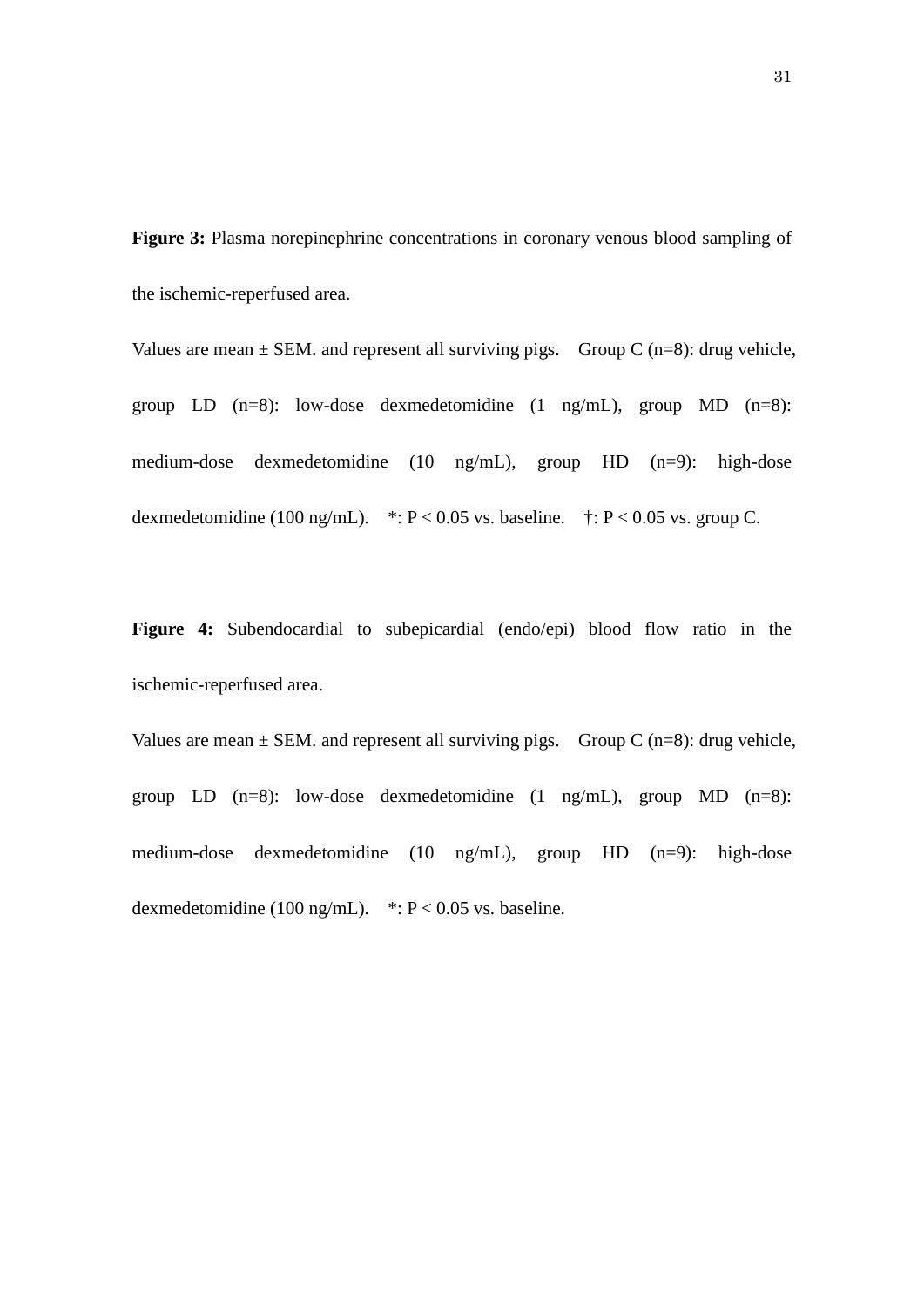**Figure 3:** Plasma norepinephrine concentrations in coronary venous blood sampling of the ischemic-reperfused area.

Values are mean ± SEM. and represent all surviving pigs. Group C (n=8): drug vehicle, group LD (n=8): low-dose dexmedetomidine (1 ng/mL), group MD (n=8): medium-dose dexmedetomidine (10 ng/mL), group HD (n=9): high-dose dexmedetomidine (100 ng/mL). *: P < 0.05 vs. baseline. †: P < 0.05 vs. group C.

**Figure 4:** Subendocardial to subepicardial (endo/epi) blood flow ratio in the ischemic-reperfused area.

Values are mean ± SEM. and represent all surviving pigs. Group C (n=8): drug vehicle, group LD (n=8): low-dose dexmedetomidine (1 ng/mL), group MD (n=8): medium-dose dexmedetomidine (10 ng/mL), group HD (n=9): high-dose dexmedetomidine (100 ng/mL). *: P < 0.05 vs. baseline.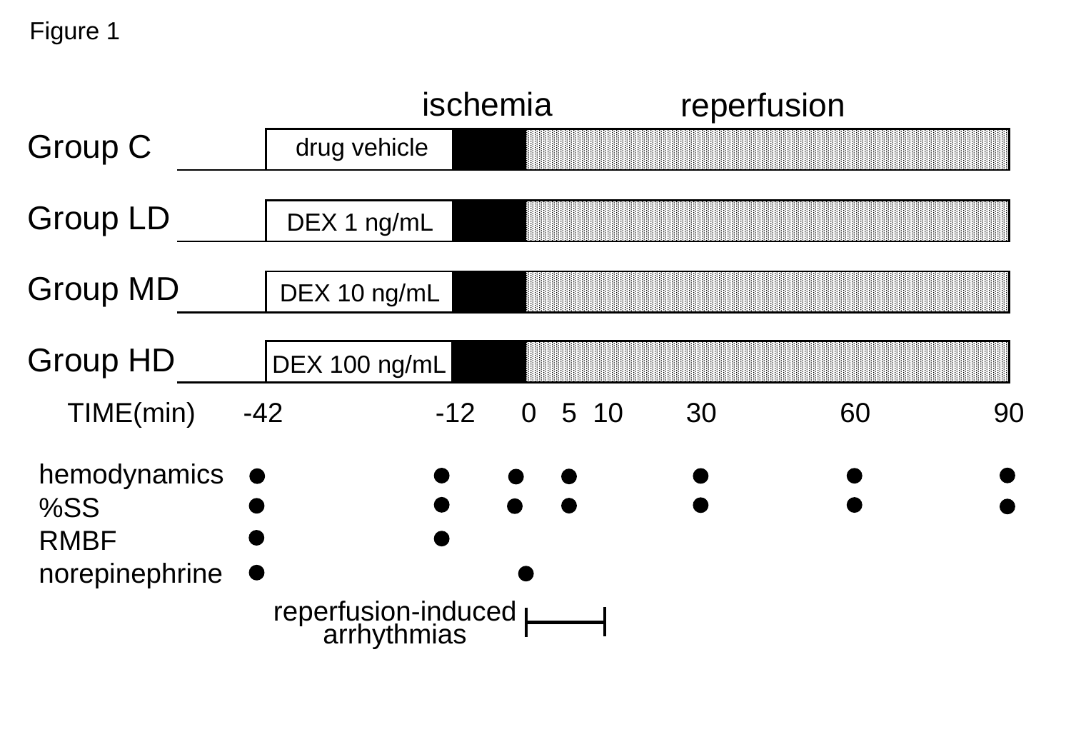Figure 1

ischemia reperfusion

Group C — drug vehicle

Group LD — DEX 1 ng/mL

Group MD — DEX 10 ng/mL

Group HD — DEX 100 ng/mL

TIME(min) -42 -12 0 5 10 30 60 90

hemodynamics

%SS

RMBF

norepinephrine

reperfusion-induced arrhythmias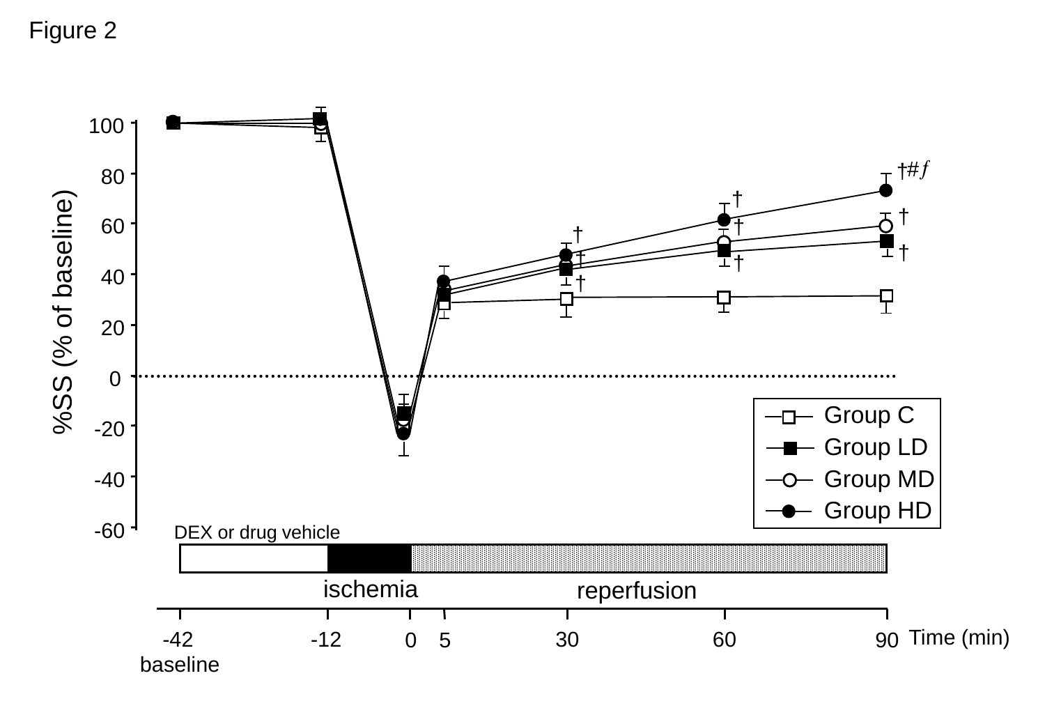Figure 2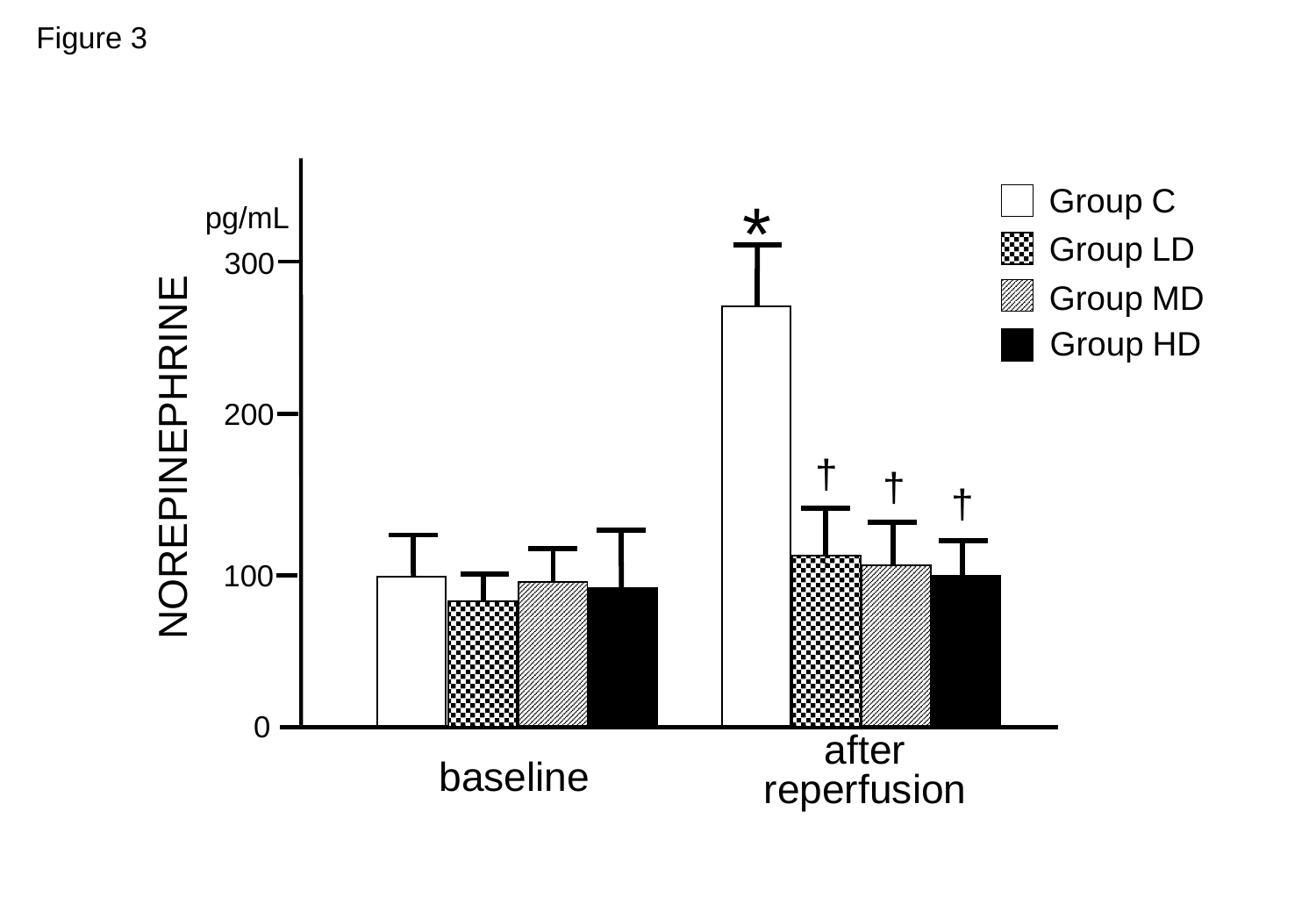Figure 3

pg/mL

NOREPINEPHRINE

300

200

100

0

*

† † †

Group C

Group LD

Group MD

Group HD

baseline

after reperfusion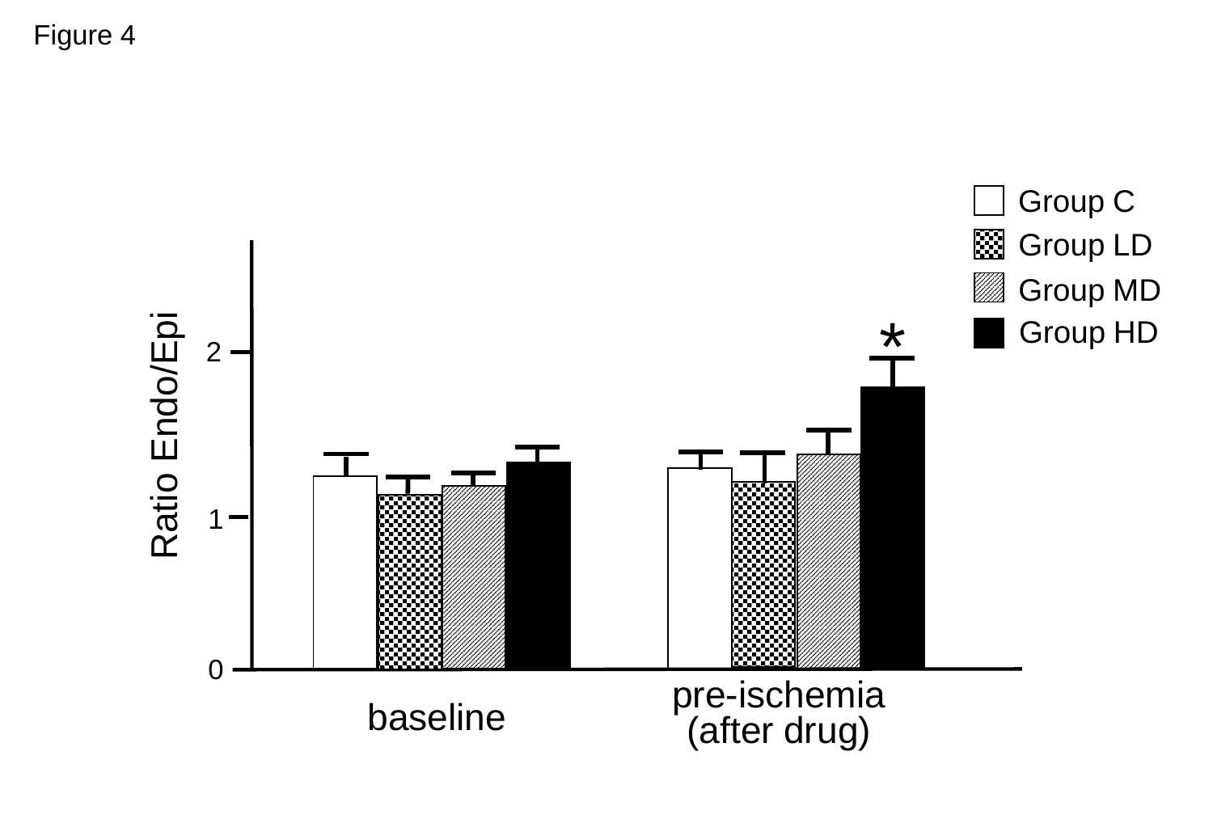Figure 4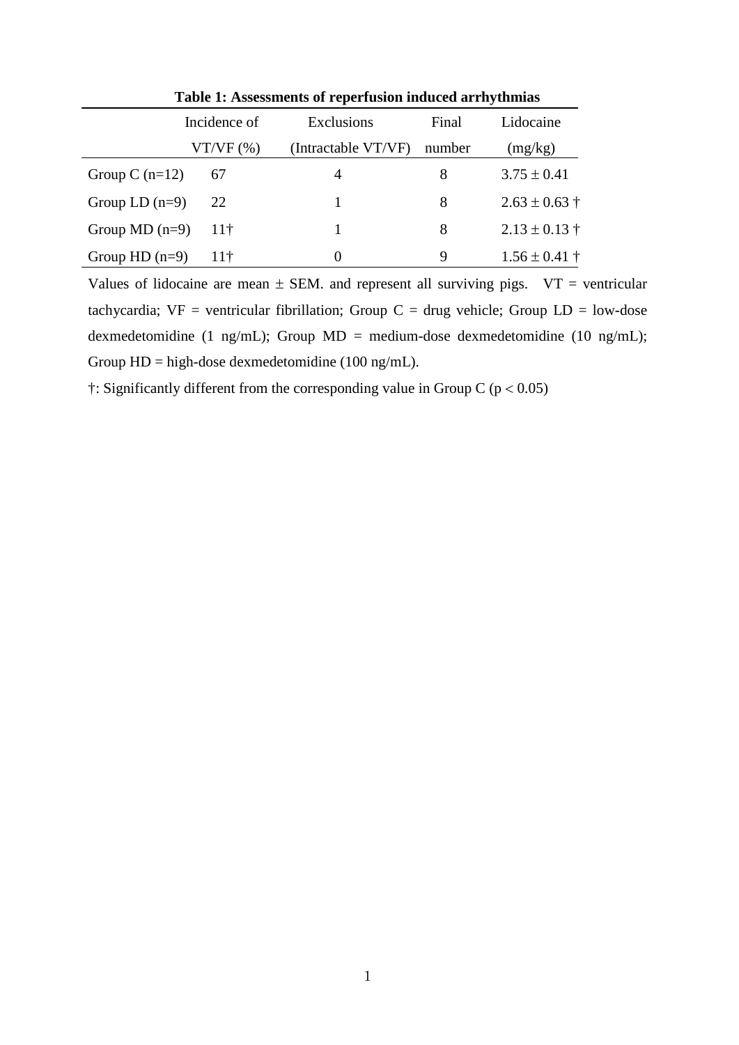**Table 1: Assessments of reperfusion induced arrhythmias**

| | Incidence of VT/VF (%) | Exclusions (Intractable VT/VF) | Final number | Lidocaine (mg/kg) |
|---|---|---|---|---|
| Group C (n=12) | 67 | 4 | 8 | 3.75 ± 0.41 |
| Group LD (n=9) | 22 | 1 | 8 | 2.63 ± 0.63 † |
| Group MD (n=9) | 11† | 1 | 8 | 2.13 ± 0.13 † |
| Group HD (n=9) | 11† | 0 | 9 | 1.56 ± 0.41 † |

Values of lidocaine are mean ± SEM. and represent all surviving pigs. VT = ventricular tachycardia; VF = ventricular fibrillation; Group C = drug vehicle; Group LD = low-dose dexmedetomidine (1 ng/mL); Group MD = medium-dose dexmedetomidine (10 ng/mL); Group HD = high-dose dexmedetomidine (100 ng/mL).

†: Significantly different from the corresponding value in Group C ($p < 0.05$)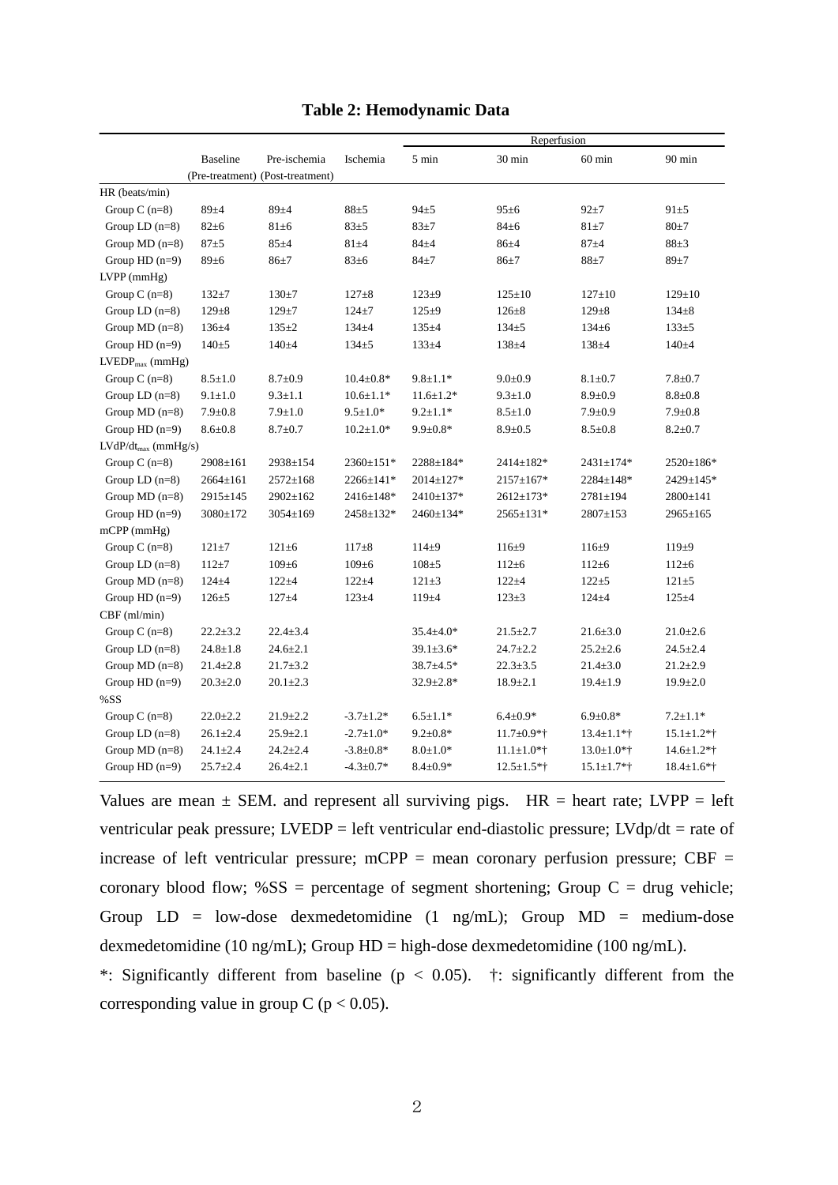# Table 2: Hemodynamic Data

| | Baseline (Pre-treatment) | Pre-ischemia (Post-treatment) | Ischemia | Reperfusion 5 min | 30 min | 60 min | 90 min |
|---|---|---|---|---|---|---|---|
| HR (beats/min) | | | | | | | |
| Group C (n=8) | 89±4 | 89±4 | 88±5 | 94±5 | 95±6 | 92±7 | 91±5 |
| Group LD (n=8) | 82±6 | 81±6 | 83±5 | 83±7 | 84±6 | 81±7 | 80±7 |
| Group MD (n=8) | 87±5 | 85±4 | 81±4 | 84±4 | 86±4 | 87±4 | 88±3 |
| Group HD (n=9) | 89±6 | 86±7 | 83±6 | 84±7 | 86±7 | 88±7 | 89±7 |
| LVPP (mmHg) | | | | | | | |
| Group C (n=8) | 132±7 | 130±7 | 127±8 | 123±9 | 125±10 | 127±10 | 129±10 |
| Group LD (n=8) | 129±8 | 129±7 | 124±7 | 125±9 | 126±8 | 129±8 | 134±8 |
| Group MD (n=8) | 136±4 | 135±2 | 134±4 | 135±4 | 134±5 | 134±6 | 133±5 |
| Group HD (n=9) | 140±5 | 140±4 | 134±5 | 133±4 | 138±4 | 138±4 | 140±4 |
| $LVEDP_{max}$ (mmHg) | | | | | | | |
| Group C (n=8) | 8.5±1.0 | 8.7±0.9 | 10.4±0.8* | 9.8±1.1* | 9.0±0.9 | 8.1±0.7 | 7.8±0.7 |
| Group LD (n=8) | 9.1±1.0 | 9.3±1.1 | 10.6±1.1* | 11.6±1.2* | 9.3±1.0 | 8.9±0.9 | 8.8±0.8 |
| Group MD (n=8) | 7.9±0.8 | 7.9±1.0 | 9.5±1.0* | 9.2±1.1* | 8.5±1.0 | 7.9±0.9 | 7.9±0.8 |
| Group HD (n=9) | 8.6±0.8 | 8.7±0.7 | 10.2±1.0* | 9.9±0.8* | 8.9±0.5 | 8.5±0.8 | 8.2±0.7 |
| $LVdP/dt_{max}$ (mmHg/s) | | | | | | | |
| Group C (n=8) | 2908±161 | 2938±154 | 2360±151* | 2288±184* | 2414±182* | 2431±174* | 2520±186* |
| Group LD (n=8) | 2664±161 | 2572±168 | 2266±141* | 2014±127* | 2157±167* | 2284±148* | 2429±145* |
| Group MD (n=8) | 2915±145 | 2902±162 | 2416±148* | 2410±137* | 2612±173* | 2781±194 | 2800±141 |
| Group HD (n=9) | 3080±172 | 3054±169 | 2458±132* | 2460±134* | 2565±131* | 2807±153 | 2965±165 |
| mCPP (mmHg) | | | | | | | |
| Group C (n=8) | 121±7 | 121±6 | 117±8 | 114±9 | 116±9 | 116±9 | 119±9 |
| Group LD (n=8) | 112±7 | 109±6 | 109±6 | 108±5 | 112±6 | 112±6 | 112±6 |
| Group MD (n=8) | 124±4 | 122±4 | 122±4 | 121±3 | 122±4 | 122±5 | 121±5 |
| Group HD (n=9) | 126±5 | 127±4 | 123±4 | 119±4 | 123±3 | 124±4 | 125±4 |
| CBF (ml/min) | | | | | | | |
| Group C (n=8) | 22.2±3.2 | 22.4±3.4 | | 35.4±4.0* | 21.5±2.7 | 21.6±3.0 | 21.0±2.6 |
| Group LD (n=8) | 24.8±1.8 | 24.6±2.1 | | 39.1±3.6* | 24.7±2.2 | 25.2±2.6 | 24.5±2.4 |
| Group MD (n=8) | 21.4±2.8 | 21.7±3.2 | | 38.7±4.5* | 22.3±3.5 | 21.4±3.0 | 21.2±2.9 |
| Group HD (n=9) | 20.3±2.0 | 20.1±2.3 | | 32.9±2.8* | 18.9±2.1 | 19.4±1.9 | 19.9±2.0 |
| %SS | | | | | | | |
| Group C (n=8) | 22.0±2.2 | 21.9±2.2 | -3.7±1.2* | 6.5±1.1* | 6.4±0.9* | 6.9±0.8* | 7.2±1.1* |
| Group LD (n=8) | 26.1±2.4 | 25.9±2.1 | -2.7±1.0* | 9.2±0.8* | 11.7±0.9*† | 13.4±1.1*† | 15.1±1.2*† |
| Group MD (n=8) | 24.1±2.4 | 24.2±2.4 | -3.8±0.8* | 8.0±1.0* | 11.1±1.0*† | 13.0±1.0*† | 14.6±1.2*† |
| Group HD (n=9) | 25.7±2.4 | 26.4±2.1 | -4.3±0.7* | 8.4±0.9* | 12.5±1.5*† | 15.1±1.7*† | 18.4±1.6*† |

Values are mean ± SEM. and represent all surviving pigs. HR = heart rate; LVPP = left ventricular peak pressure; LVEDP = left ventricular end-diastolic pressure; LVdp/dt = rate of increase of left ventricular pressure; mCPP = mean coronary perfusion pressure; CBF = coronary blood flow; %SS = percentage of segment shortening; Group C = drug vehicle; Group LD = low-dose dexmedetomidine (1 ng/mL); Group MD = medium-dose dexmedetomidine (10 ng/mL); Group HD = high-dose dexmedetomidine (100 ng/mL).

*: Significantly different from baseline ($p < 0.05$). †: significantly different from the corresponding value in group C ($p < 0.05$).